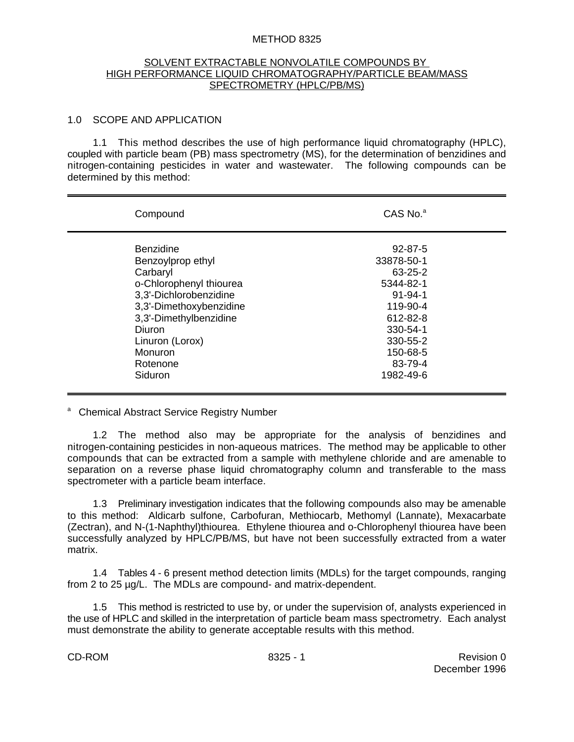# METHOD 8325

## SOLVENT EXTRACTABLE NONVOLATILE COMPOUNDS BY HIGH PERFORMANCE LIQUID CHROMATOGRAPHY/PARTICLE BEAM/MASS SPECTROMETRY (HPLC/PB/MS)

### 1.0 SCOPE AND APPLICATION

1.1 This method describes the use of high performance liquid chromatography (HPLC), coupled with particle beam (PB) mass spectrometry (MS), for the determination of benzidines and nitrogen-containing pesticides in water and wastewater. The following compounds can be determined by this method:

| Compound | CAS No.[a] |
|---|---|
| Benzidine | 92-87-5 |
| Benzoylprop ethyl | 33878-50-1 |
| Carbaryl | 63-25-2 |
| o-Chlorophenyl thiourea | 5344-82-1 |
| 3,3'-Dichlorobenzidine | 91-94-1 |
| 3,3'-Dimethoxybenzidine | 119-90-4 |
| 3,3'-Dimethylbenzidine | 612-82-8 |
| Diuron | 330-54-1 |
| Linuron (Lorox) | 330-55-2 |
| Monuron | 150-68-5 |
| Rotenone | 83-79-4 |
| Siduron | 1982-49-6 |

[a] Chemical Abstract Service Registry Number

1.2 The method also may be appropriate for the analysis of benzidines and nitrogen-containing pesticides in non-aqueous matrices. The method may be applicable to other compounds that can be extracted from a sample with methylene chloride and are amenable to separation on a reverse phase liquid chromatography column and transferable to the mass spectrometer with a particle beam interface.

1.3 Preliminary investigation indicates that the following compounds also may be amenable to this method: Aldicarb sulfone, Carbofuran, Methiocarb, Methomyl (Lannate), Mexacarbate (Zectran), and N-(1-Naphthyl)thiourea. Ethylene thiourea and o-Chlorophenyl thiourea have been successfully analyzed by HPLC/PB/MS, but have not been successfully extracted from a water matrix.

1.4 Tables 4 - 6 present method detection limits (MDLs) for the target compounds, ranging from 2 to 25 µg/L. The MDLs are compound- and matrix-dependent.

1.5 This method is restricted to use by, or under the supervision of, analysts experienced in the use of HPLC and skilled in the interpretation of particle beam mass spectrometry. Each analyst must demonstrate the ability to generate acceptable results with this method.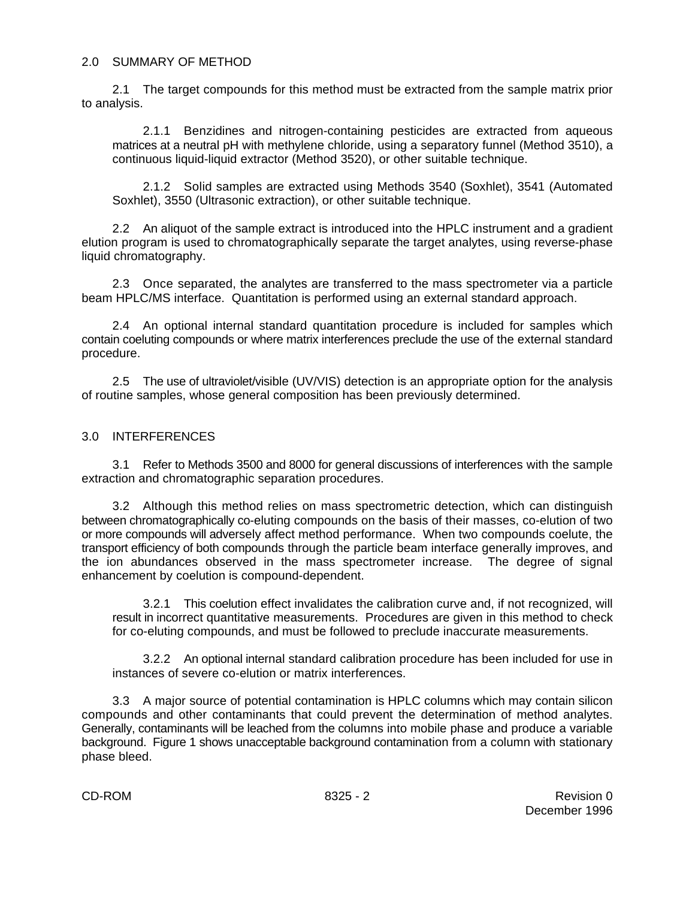## 2.0 SUMMARY OF METHOD

2.1 The target compounds for this method must be extracted from the sample matrix prior to analysis.

2.1.1 Benzidines and nitrogen-containing pesticides are extracted from aqueous matrices at a neutral pH with methylene chloride, using a separatory funnel (Method 3510), a continuous liquid-liquid extractor (Method 3520), or other suitable technique.

2.1.2 Solid samples are extracted using Methods 3540 (Soxhlet), 3541 (Automated Soxhlet), 3550 (Ultrasonic extraction), or other suitable technique.

2.2 An aliquot of the sample extract is introduced into the HPLC instrument and a gradient elution program is used to chromatographically separate the target analytes, using reverse-phase liquid chromatography.

2.3 Once separated, the analytes are transferred to the mass spectrometer via a particle beam HPLC/MS interface. Quantitation is performed using an external standard approach.

2.4 An optional internal standard quantitation procedure is included for samples which contain coeluting compounds or where matrix interferences preclude the use of the external standard procedure.

2.5 The use of ultraviolet/visible (UV/VIS) detection is an appropriate option for the analysis of routine samples, whose general composition has been previously determined.

## 3.0 INTERFERENCES

3.1 Refer to Methods 3500 and 8000 for general discussions of interferences with the sample extraction and chromatographic separation procedures.

3.2 Although this method relies on mass spectrometric detection, which can distinguish between chromatographically co-eluting compounds on the basis of their masses, co-elution of two or more compounds will adversely affect method performance. When two compounds coelute, the transport efficiency of both compounds through the particle beam interface generally improves, and the ion abundances observed in the mass spectrometer increase. The degree of signal enhancement by coelution is compound-dependent.

3.2.1 This coelution effect invalidates the calibration curve and, if not recognized, will result in incorrect quantitative measurements. Procedures are given in this method to check for co-eluting compounds, and must be followed to preclude inaccurate measurements.

3.2.2 An optional internal standard calibration procedure has been included for use in instances of severe co-elution or matrix interferences.

3.3 A major source of potential contamination is HPLC columns which may contain silicon compounds and other contaminants that could prevent the determination of method analytes. Generally, contaminants will be leached from the columns into mobile phase and produce a variable background. Figure 1 shows unacceptable background contamination from a column with stationary phase bleed.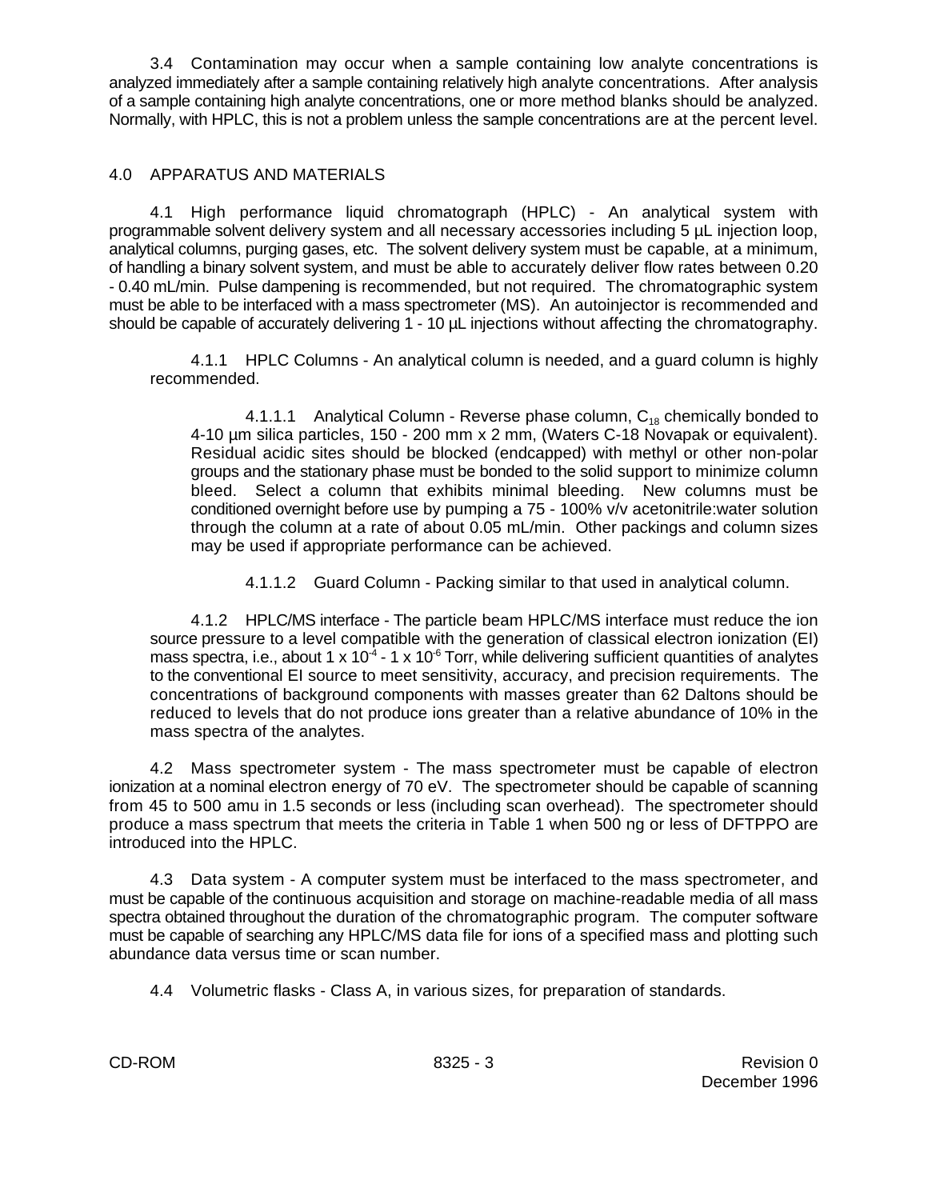3.4 Contamination may occur when a sample containing low analyte concentrations is analyzed immediately after a sample containing relatively high analyte concentrations. After analysis of a sample containing high analyte concentrations, one or more method blanks should be analyzed. Normally, with HPLC, this is not a problem unless the sample concentrations are at the percent level.

## 4.0 APPARATUS AND MATERIALS

4.1 High performance liquid chromatograph (HPLC) - An analytical system with programmable solvent delivery system and all necessary accessories including 5 µL injection loop, analytical columns, purging gases, etc. The solvent delivery system must be capable, at a minimum, of handling a binary solvent system, and must be able to accurately deliver flow rates between 0.20 - 0.40 mL/min. Pulse dampening is recommended, but not required. The chromatographic system must be able to be interfaced with a mass spectrometer (MS). An autoinjector is recommended and should be capable of accurately delivering 1 - 10 µL injections without affecting the chromatography.

4.1.1 HPLC Columns - An analytical column is needed, and a guard column is highly recommended.

4.1.1.1 Analytical Column - Reverse phase column, $C_{18}$ chemically bonded to 4-10 µm silica particles, 150 - 200 mm x 2 mm, (Waters C-18 Novapak or equivalent). Residual acidic sites should be blocked (endcapped) with methyl or other non-polar groups and the stationary phase must be bonded to the solid support to minimize column bleed. Select a column that exhibits minimal bleeding. New columns must be conditioned overnight before use by pumping a 75 - 100% v/v acetonitrile:water solution through the column at a rate of about 0.05 mL/min. Other packings and column sizes may be used if appropriate performance can be achieved.

4.1.1.2 Guard Column - Packing similar to that used in analytical column.

4.1.2 HPLC/MS interface - The particle beam HPLC/MS interface must reduce the ion source pressure to a level compatible with the generation of classical electron ionization (EI) mass spectra, i.e., about $1 \times 10^{-4}$ - $1 \times 10^{-6}$ Torr, while delivering sufficient quantities of analytes to the conventional EI source to meet sensitivity, accuracy, and precision requirements. The concentrations of background components with masses greater than 62 Daltons should be reduced to levels that do not produce ions greater than a relative abundance of 10% in the mass spectra of the analytes.

4.2 Mass spectrometer system - The mass spectrometer must be capable of electron ionization at a nominal electron energy of 70 eV. The spectrometer should be capable of scanning from 45 to 500 amu in 1.5 seconds or less (including scan overhead). The spectrometer should produce a mass spectrum that meets the criteria in Table 1 when 500 ng or less of DFTPPO are introduced into the HPLC.

4.3 Data system - A computer system must be interfaced to the mass spectrometer, and must be capable of the continuous acquisition and storage on machine-readable media of all mass spectra obtained throughout the duration of the chromatographic program. The computer software must be capable of searching any HPLC/MS data file for ions of a specified mass and plotting such abundance data versus time or scan number.

4.4 Volumetric flasks - Class A, in various sizes, for preparation of standards.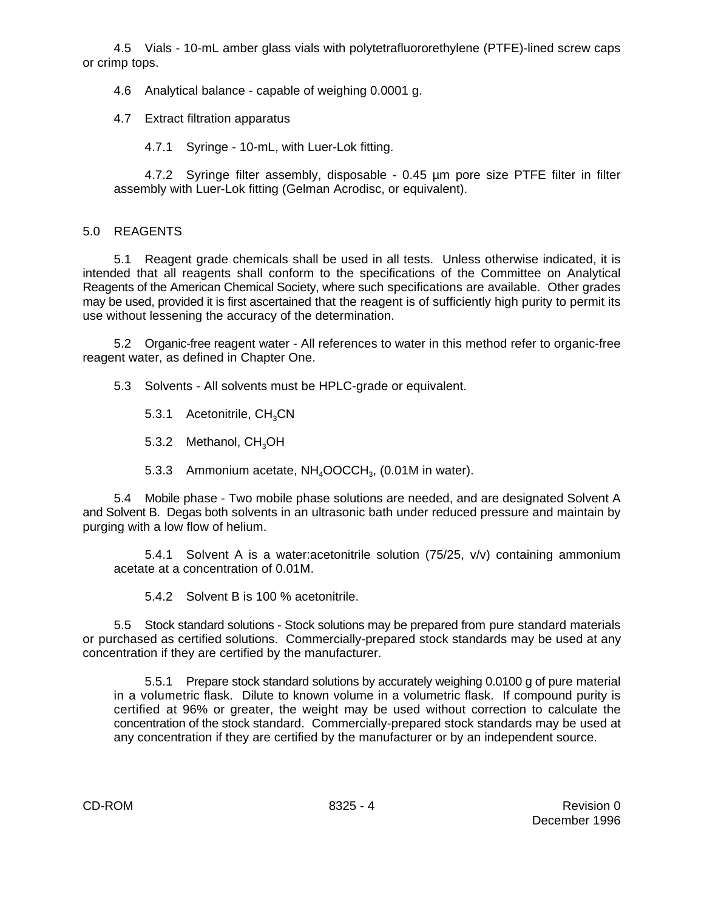4.5 Vials - 10-mL amber glass vials with polytetrafluororethylene (PTFE)-lined screw caps or crimp tops.

4.6 Analytical balance - capable of weighing 0.0001 g.

4.7 Extract filtration apparatus

4.7.1 Syringe - 10-mL, with Luer-Lok fitting.

4.7.2 Syringe filter assembly, disposable - 0.45 µm pore size PTFE filter in filter assembly with Luer-Lok fitting (Gelman Acrodisc, or equivalent).

## 5.0 REAGENTS

5.1 Reagent grade chemicals shall be used in all tests. Unless otherwise indicated, it is intended that all reagents shall conform to the specifications of the Committee on Analytical Reagents of the American Chemical Society, where such specifications are available. Other grades may be used, provided it is first ascertained that the reagent is of sufficiently high purity to permit its use without lessening the accuracy of the determination.

5.2 Organic-free reagent water - All references to water in this method refer to organic-free reagent water, as defined in Chapter One.

5.3 Solvents - All solvents must be HPLC-grade or equivalent.

5.3.1 Acetonitrile, $CH_3CN$

5.3.2 Methanol, $CH_3OH$

5.3.3 Ammonium acetate, $NH_4OOCCH_3$, (0.01M in water).

5.4 Mobile phase - Two mobile phase solutions are needed, and are designated Solvent A and Solvent B. Degas both solvents in an ultrasonic bath under reduced pressure and maintain by purging with a low flow of helium.

5.4.1 Solvent A is a water:acetonitrile solution (75/25, v/v) containing ammonium acetate at a concentration of 0.01M.

5.4.2 Solvent B is 100 % acetonitrile.

5.5 Stock standard solutions - Stock solutions may be prepared from pure standard materials or purchased as certified solutions. Commercially-prepared stock standards may be used at any concentration if they are certified by the manufacturer.

5.5.1 Prepare stock standard solutions by accurately weighing 0.0100 g of pure material in a volumetric flask. Dilute to known volume in a volumetric flask. If compound purity is certified at 96% or greater, the weight may be used without correction to calculate the concentration of the stock standard. Commercially-prepared stock standards may be used at any concentration if they are certified by the manufacturer or by an independent source.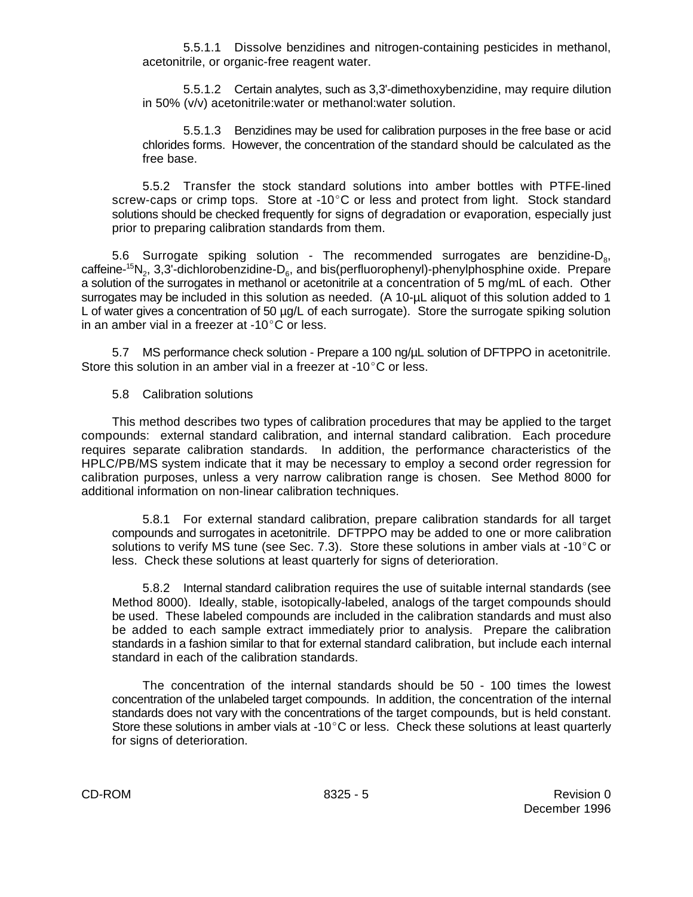5.5.1.1 Dissolve benzidines and nitrogen-containing pesticides in methanol, acetonitrile, or organic-free reagent water.

5.5.1.2 Certain analytes, such as 3,3'-dimethoxybenzidine, may require dilution in 50% (v/v) acetonitrile:water or methanol:water solution.

5.5.1.3 Benzidines may be used for calibration purposes in the free base or acid chlorides forms. However, the concentration of the standard should be calculated as the free base.

5.5.2 Transfer the stock standard solutions into amber bottles with PTFE-lined screw-caps or crimp tops. Store at -10°C or less and protect from light. Stock standard solutions should be checked frequently for signs of degradation or evaporation, especially just prior to preparing calibration standards from them.

5.6 Surrogate spiking solution - The recommended surrogates are benzidine-$D_8$, caffeine-$^{15}N_2$, 3,3'-dichlorobenzidine-$D_6$, and bis(perfluorophenyl)-phenylphosphine oxide. Prepare a solution of the surrogates in methanol or acetonitrile at a concentration of 5 mg/mL of each. Other surrogates may be included in this solution as needed. (A 10-µL aliquot of this solution added to 1 L of water gives a concentration of 50 µg/L of each surrogate). Store the surrogate spiking solution in an amber vial in a freezer at -10°C or less.

5.7 MS performance check solution - Prepare a 100 ng/µL solution of DFTPPO in acetonitrile. Store this solution in an amber vial in a freezer at -10°C or less.

5.8 Calibration solutions

This method describes two types of calibration procedures that may be applied to the target compounds: external standard calibration, and internal standard calibration. Each procedure requires separate calibration standards. In addition, the performance characteristics of the HPLC/PB/MS system indicate that it may be necessary to employ a second order regression for calibration purposes, unless a very narrow calibration range is chosen. See Method 8000 for additional information on non-linear calibration techniques.

5.8.1 For external standard calibration, prepare calibration standards for all target compounds and surrogates in acetonitrile. DFTPPO may be added to one or more calibration solutions to verify MS tune (see Sec. 7.3). Store these solutions in amber vials at -10°C or less. Check these solutions at least quarterly for signs of deterioration.

5.8.2 Internal standard calibration requires the use of suitable internal standards (see Method 8000). Ideally, stable, isotopically-labeled, analogs of the target compounds should be used. These labeled compounds are included in the calibration standards and must also be added to each sample extract immediately prior to analysis. Prepare the calibration standards in a fashion similar to that for external standard calibration, but include each internal standard in each of the calibration standards.

The concentration of the internal standards should be 50 - 100 times the lowest concentration of the unlabeled target compounds. In addition, the concentration of the internal standards does not vary with the concentrations of the target compounds, but is held constant. Store these solutions in amber vials at -10°C or less. Check these solutions at least quarterly for signs of deterioration.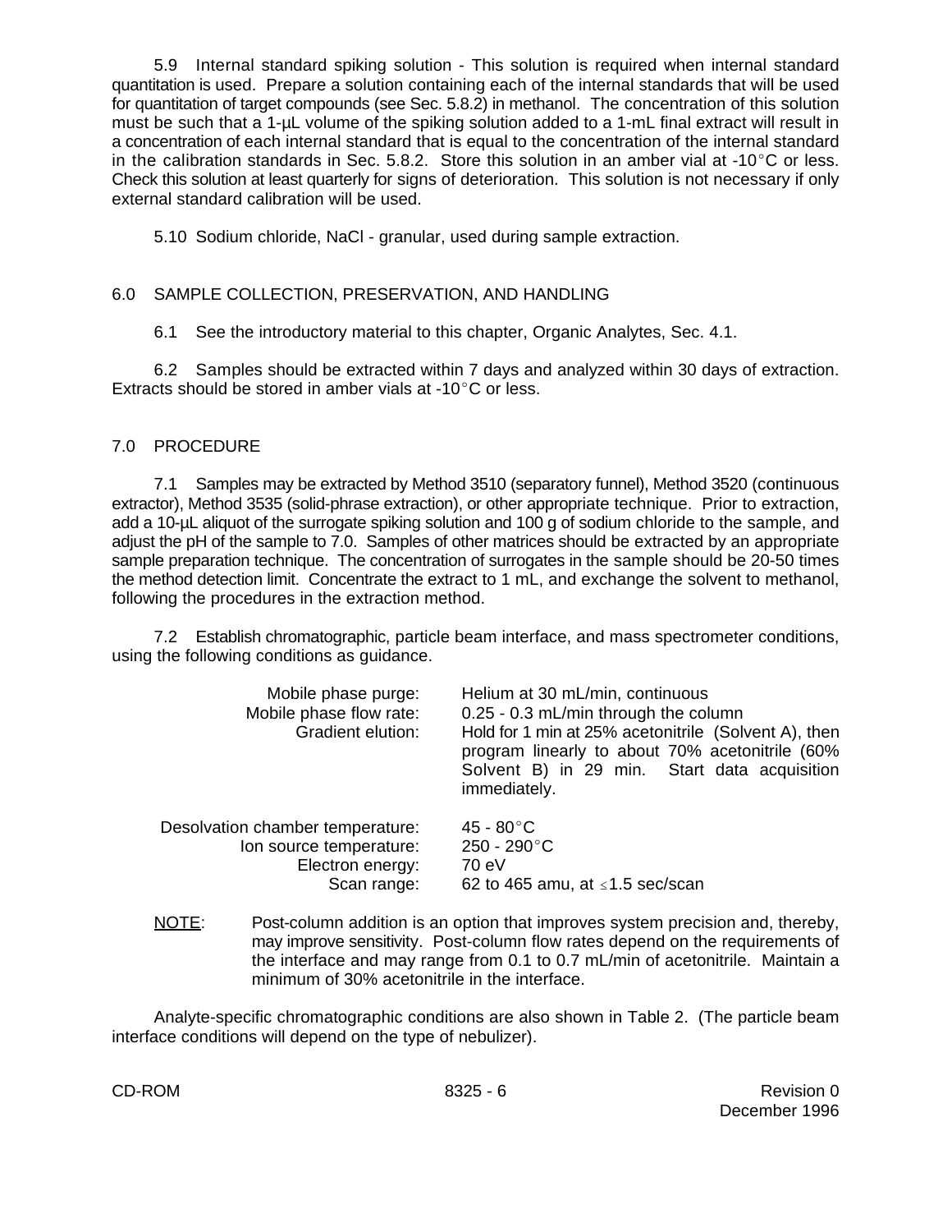5.9 Internal standard spiking solution - This solution is required when internal standard quantitation is used. Prepare a solution containing each of the internal standards that will be used for quantitation of target compounds (see Sec. 5.8.2) in methanol. The concentration of this solution must be such that a 1-µL volume of the spiking solution added to a 1-mL final extract will result in a concentration of each internal standard that is equal to the concentration of the internal standard in the calibration standards in Sec. 5.8.2. Store this solution in an amber vial at -10°C or less. Check this solution at least quarterly for signs of deterioration. This solution is not necessary if only external standard calibration will be used.

5.10 Sodium chloride, NaCl - granular, used during sample extraction.

## 6.0 SAMPLE COLLECTION, PRESERVATION, AND HANDLING

6.1 See the introductory material to this chapter, Organic Analytes, Sec. 4.1.

6.2 Samples should be extracted within 7 days and analyzed within 30 days of extraction. Extracts should be stored in amber vials at -10°C or less.

## 7.0 PROCEDURE

7.1 Samples may be extracted by Method 3510 (separatory funnel), Method 3520 (continuous extractor), Method 3535 (solid-phrase extraction), or other appropriate technique. Prior to extraction, add a 10-µL aliquot of the surrogate spiking solution and 100 g of sodium chloride to the sample, and adjust the pH of the sample to 7.0. Samples of other matrices should be extracted by an appropriate sample preparation technique. The concentration of surrogates in the sample should be 20-50 times the method detection limit. Concentrate the extract to 1 mL, and exchange the solvent to methanol, following the procedures in the extraction method.

7.2 Establish chromatographic, particle beam interface, and mass spectrometer conditions, using the following conditions as guidance.

| | |
|---|---|
| Mobile phase purge: | Helium at 30 mL/min, continuous |
| Mobile phase flow rate: | 0.25 - 0.3 mL/min through the column |
| Gradient elution: | Hold for 1 min at 25% acetonitrile (Solvent A), then program linearly to about 70% acetonitrile (60% Solvent B) in 29 min. Start data acquisition immediately. |
| Desolvation chamber temperature: | 45 - 80°C |
| Ion source temperature: | 250 - 290°C |
| Electron energy: | 70 eV |
| Scan range: | 62 to 465 amu, at ≤1.5 sec/scan |

NOTE: Post-column addition is an option that improves system precision and, thereby, may improve sensitivity. Post-column flow rates depend on the requirements of the interface and may range from 0.1 to 0.7 mL/min of acetonitrile. Maintain a minimum of 30% acetonitrile in the interface.

Analyte-specific chromatographic conditions are also shown in Table 2. (The particle beam interface conditions will depend on the type of nebulizer).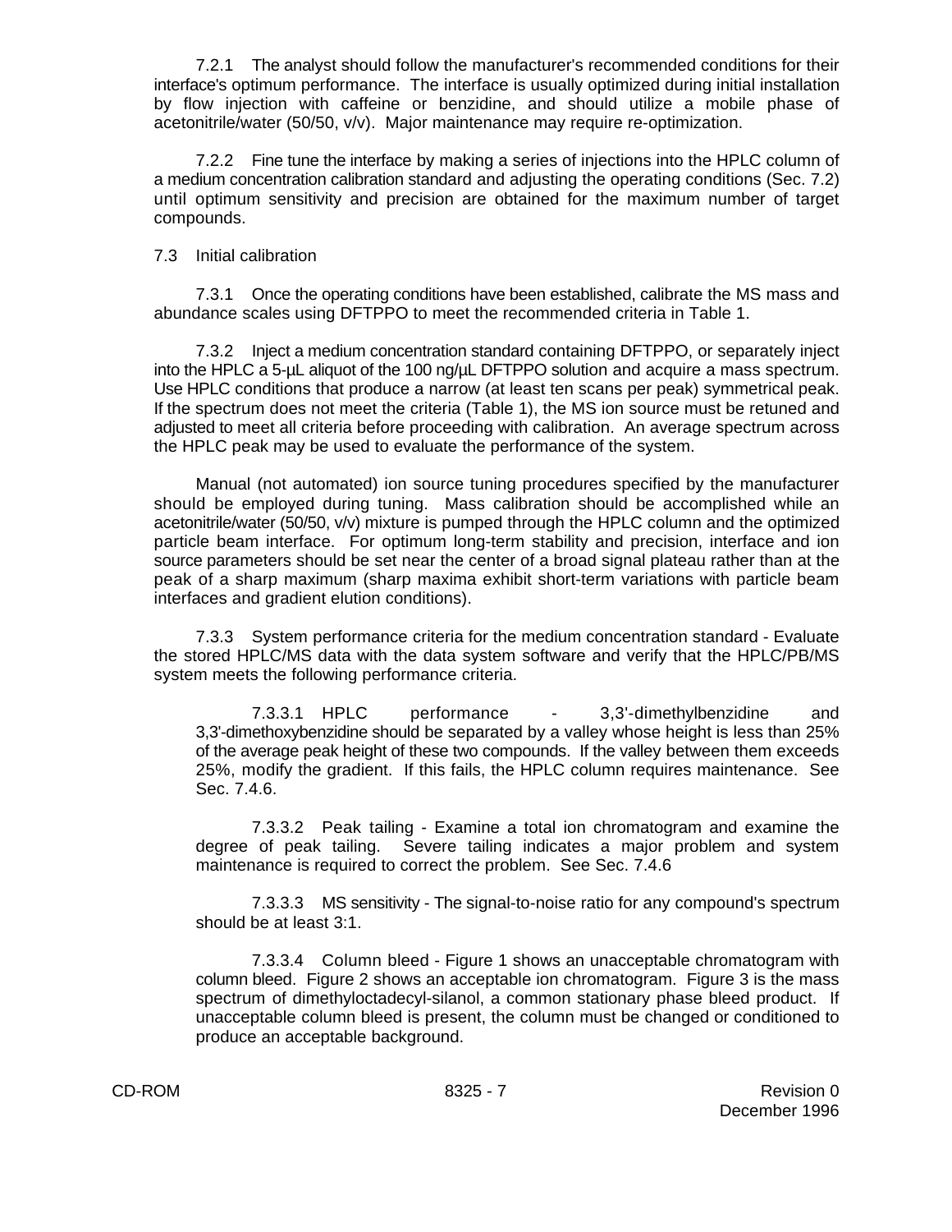7.2.1 The analyst should follow the manufacturer's recommended conditions for their interface's optimum performance. The interface is usually optimized during initial installation by flow injection with caffeine or benzidine, and should utilize a mobile phase of acetonitrile/water (50/50, v/v). Major maintenance may require re-optimization.

7.2.2 Fine tune the interface by making a series of injections into the HPLC column of a medium concentration calibration standard and adjusting the operating conditions (Sec. 7.2) until optimum sensitivity and precision are obtained for the maximum number of target compounds.

7.3 Initial calibration

7.3.1 Once the operating conditions have been established, calibrate the MS mass and abundance scales using DFTPPO to meet the recommended criteria in Table 1.

7.3.2 Inject a medium concentration standard containing DFTPPO, or separately inject into the HPLC a 5-µL aliquot of the 100 ng/µL DFTPPO solution and acquire a mass spectrum. Use HPLC conditions that produce a narrow (at least ten scans per peak) symmetrical peak. If the spectrum does not meet the criteria (Table 1), the MS ion source must be retuned and adjusted to meet all criteria before proceeding with calibration. An average spectrum across the HPLC peak may be used to evaluate the performance of the system.

Manual (not automated) ion source tuning procedures specified by the manufacturer should be employed during tuning. Mass calibration should be accomplished while an acetonitrile/water (50/50, v/v) mixture is pumped through the HPLC column and the optimized particle beam interface. For optimum long-term stability and precision, interface and ion source parameters should be set near the center of a broad signal plateau rather than at the peak of a sharp maximum (sharp maxima exhibit short-term variations with particle beam interfaces and gradient elution conditions).

7.3.3 System performance criteria for the medium concentration standard - Evaluate the stored HPLC/MS data with the data system software and verify that the HPLC/PB/MS system meets the following performance criteria.

7.3.3.1 HPLC performance - 3,3'-dimethylbenzidine and 3,3'-dimethoxybenzidine should be separated by a valley whose height is less than 25% of the average peak height of these two compounds. If the valley between them exceeds 25%, modify the gradient. If this fails, the HPLC column requires maintenance. See Sec. 7.4.6.

7.3.3.2 Peak tailing - Examine a total ion chromatogram and examine the degree of peak tailing. Severe tailing indicates a major problem and system maintenance is required to correct the problem. See Sec. 7.4.6

7.3.3.3 MS sensitivity - The signal-to-noise ratio for any compound's spectrum should be at least 3:1.

7.3.3.4 Column bleed - Figure 1 shows an unacceptable chromatogram with column bleed. Figure 2 shows an acceptable ion chromatogram. Figure 3 is the mass spectrum of dimethyloctadecyl-silanol, a common stationary phase bleed product. If unacceptable column bleed is present, the column must be changed or conditioned to produce an acceptable background.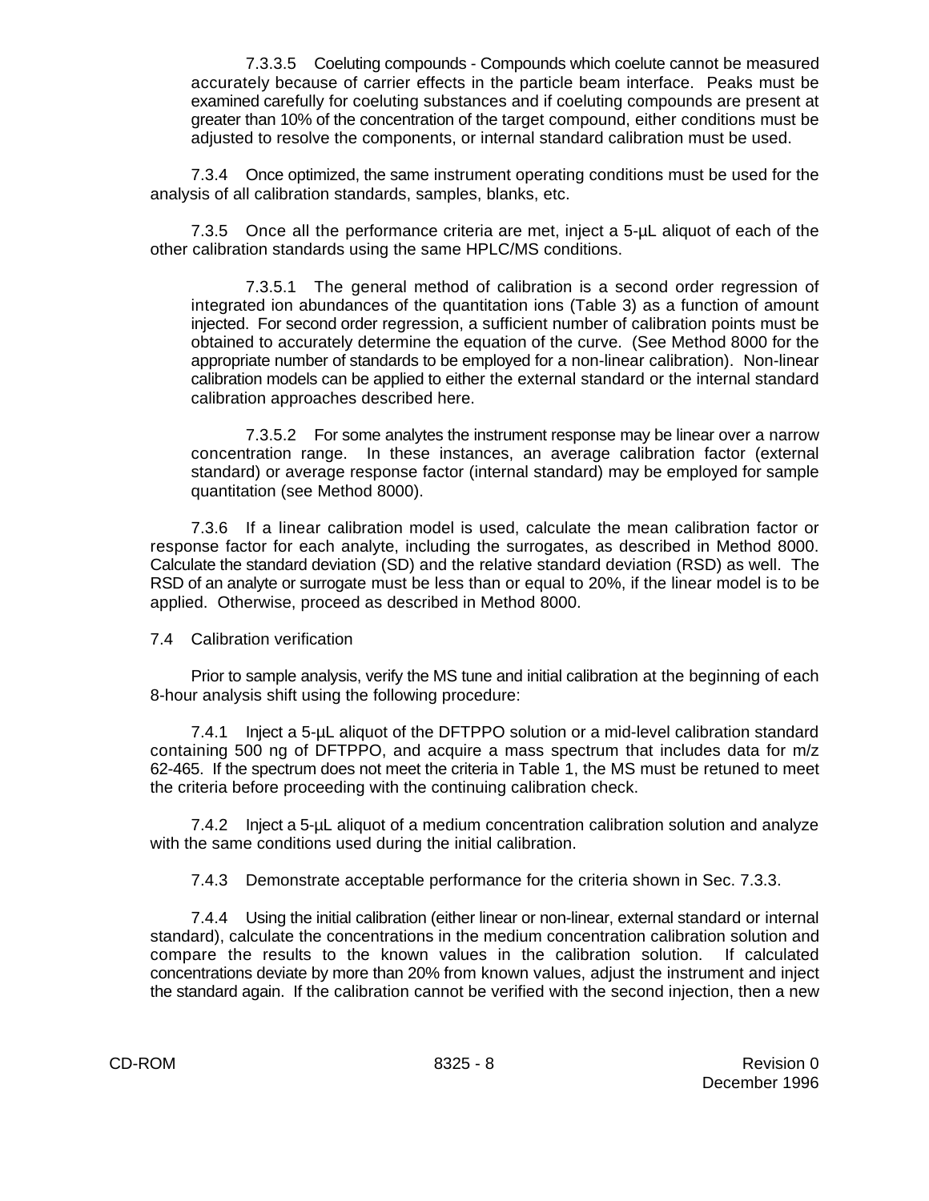7.3.3.5 Coeluting compounds - Compounds which coelute cannot be measured accurately because of carrier effects in the particle beam interface. Peaks must be examined carefully for coeluting substances and if coeluting compounds are present at greater than 10% of the concentration of the target compound, either conditions must be adjusted to resolve the components, or internal standard calibration must be used.

7.3.4 Once optimized, the same instrument operating conditions must be used for the analysis of all calibration standards, samples, blanks, etc.

7.3.5 Once all the performance criteria are met, inject a 5-µL aliquot of each of the other calibration standards using the same HPLC/MS conditions.

7.3.5.1 The general method of calibration is a second order regression of integrated ion abundances of the quantitation ions (Table 3) as a function of amount injected. For second order regression, a sufficient number of calibration points must be obtained to accurately determine the equation of the curve. (See Method 8000 for the appropriate number of standards to be employed for a non-linear calibration). Non-linear calibration models can be applied to either the external standard or the internal standard calibration approaches described here.

7.3.5.2 For some analytes the instrument response may be linear over a narrow concentration range. In these instances, an average calibration factor (external standard) or average response factor (internal standard) may be employed for sample quantitation (see Method 8000).

7.3.6 If a linear calibration model is used, calculate the mean calibration factor or response factor for each analyte, including the surrogates, as described in Method 8000. Calculate the standard deviation (SD) and the relative standard deviation (RSD) as well. The RSD of an analyte or surrogate must be less than or equal to 20%, if the linear model is to be applied. Otherwise, proceed as described in Method 8000.

7.4 Calibration verification

Prior to sample analysis, verify the MS tune and initial calibration at the beginning of each 8-hour analysis shift using the following procedure:

7.4.1 Inject a 5-µL aliquot of the DFTPPO solution or a mid-level calibration standard containing 500 ng of DFTPPO, and acquire a mass spectrum that includes data for m/z 62-465. If the spectrum does not meet the criteria in Table 1, the MS must be retuned to meet the criteria before proceeding with the continuing calibration check.

7.4.2 Inject a 5-µL aliquot of a medium concentration calibration solution and analyze with the same conditions used during the initial calibration.

7.4.3 Demonstrate acceptable performance for the criteria shown in Sec. 7.3.3.

7.4.4 Using the initial calibration (either linear or non-linear, external standard or internal standard), calculate the concentrations in the medium concentration calibration solution and compare the results to the known values in the calibration solution. If calculated concentrations deviate by more than 20% from known values, adjust the instrument and inject the standard again. If the calibration cannot be verified with the second injection, then a new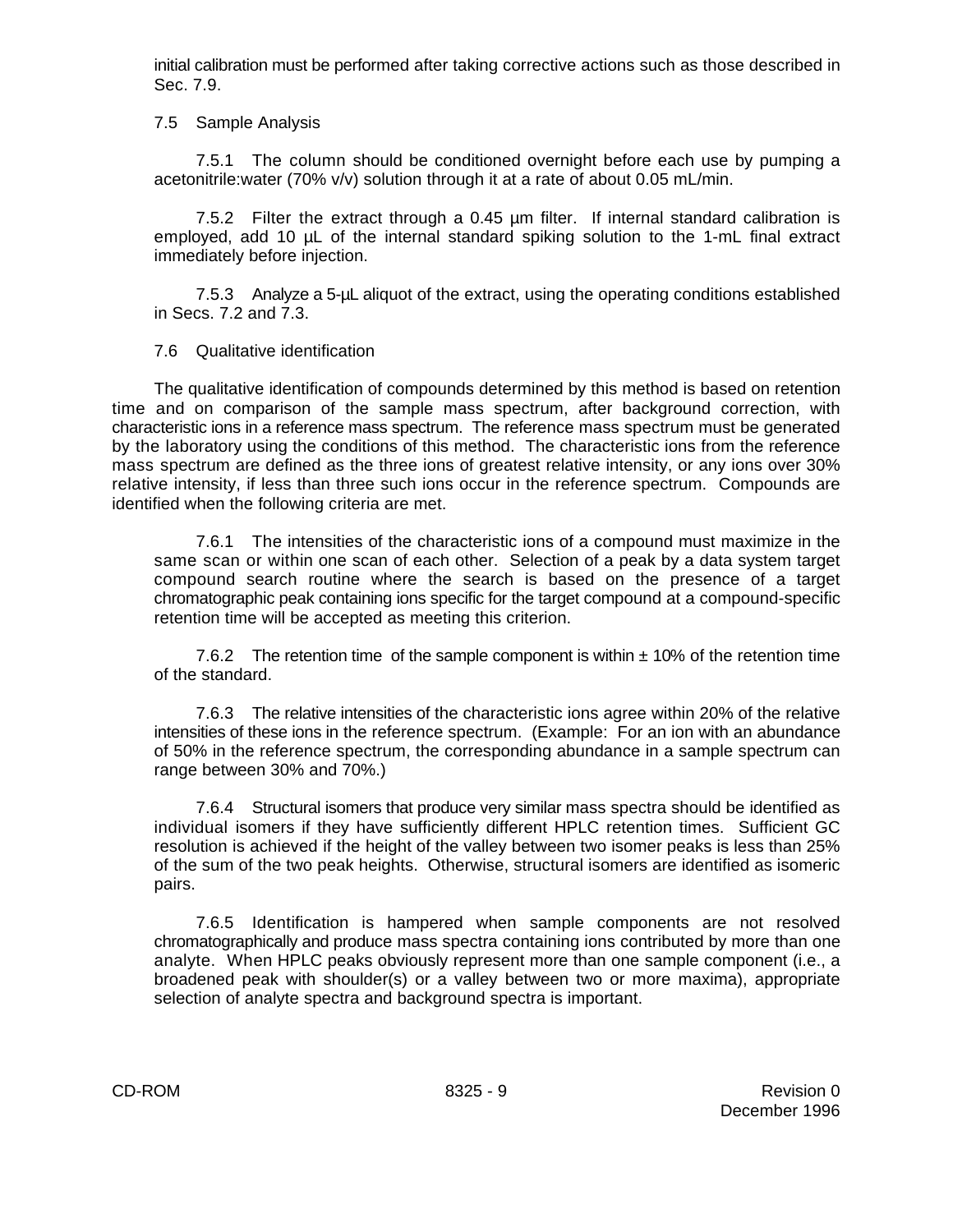initial calibration must be performed after taking corrective actions such as those described in Sec. 7.9.

7.5 Sample Analysis

7.5.1 The column should be conditioned overnight before each use by pumping a acetonitrile:water (70% v/v) solution through it at a rate of about 0.05 mL/min.

7.5.2 Filter the extract through a 0.45 µm filter. If internal standard calibration is employed, add 10 µL of the internal standard spiking solution to the 1-mL final extract immediately before injection.

7.5.3 Analyze a 5-µL aliquot of the extract, using the operating conditions established in Secs. 7.2 and 7.3.

7.6 Qualitative identification

The qualitative identification of compounds determined by this method is based on retention time and on comparison of the sample mass spectrum, after background correction, with characteristic ions in a reference mass spectrum. The reference mass spectrum must be generated by the laboratory using the conditions of this method. The characteristic ions from the reference mass spectrum are defined as the three ions of greatest relative intensity, or any ions over 30% relative intensity, if less than three such ions occur in the reference spectrum. Compounds are identified when the following criteria are met.

7.6.1 The intensities of the characteristic ions of a compound must maximize in the same scan or within one scan of each other. Selection of a peak by a data system target compound search routine where the search is based on the presence of a target chromatographic peak containing ions specific for the target compound at a compound-specific retention time will be accepted as meeting this criterion.

7.6.2 The retention time of the sample component is within ± 10% of the retention time of the standard.

7.6.3 The relative intensities of the characteristic ions agree within 20% of the relative intensities of these ions in the reference spectrum. (Example: For an ion with an abundance of 50% in the reference spectrum, the corresponding abundance in a sample spectrum can range between 30% and 70%.)

7.6.4 Structural isomers that produce very similar mass spectra should be identified as individual isomers if they have sufficiently different HPLC retention times. Sufficient GC resolution is achieved if the height of the valley between two isomer peaks is less than 25% of the sum of the two peak heights. Otherwise, structural isomers are identified as isomeric pairs.

7.6.5 Identification is hampered when sample components are not resolved chromatographically and produce mass spectra containing ions contributed by more than one analyte. When HPLC peaks obviously represent more than one sample component (i.e., a broadened peak with shoulder(s) or a valley between two or more maxima), appropriate selection of analyte spectra and background spectra is important.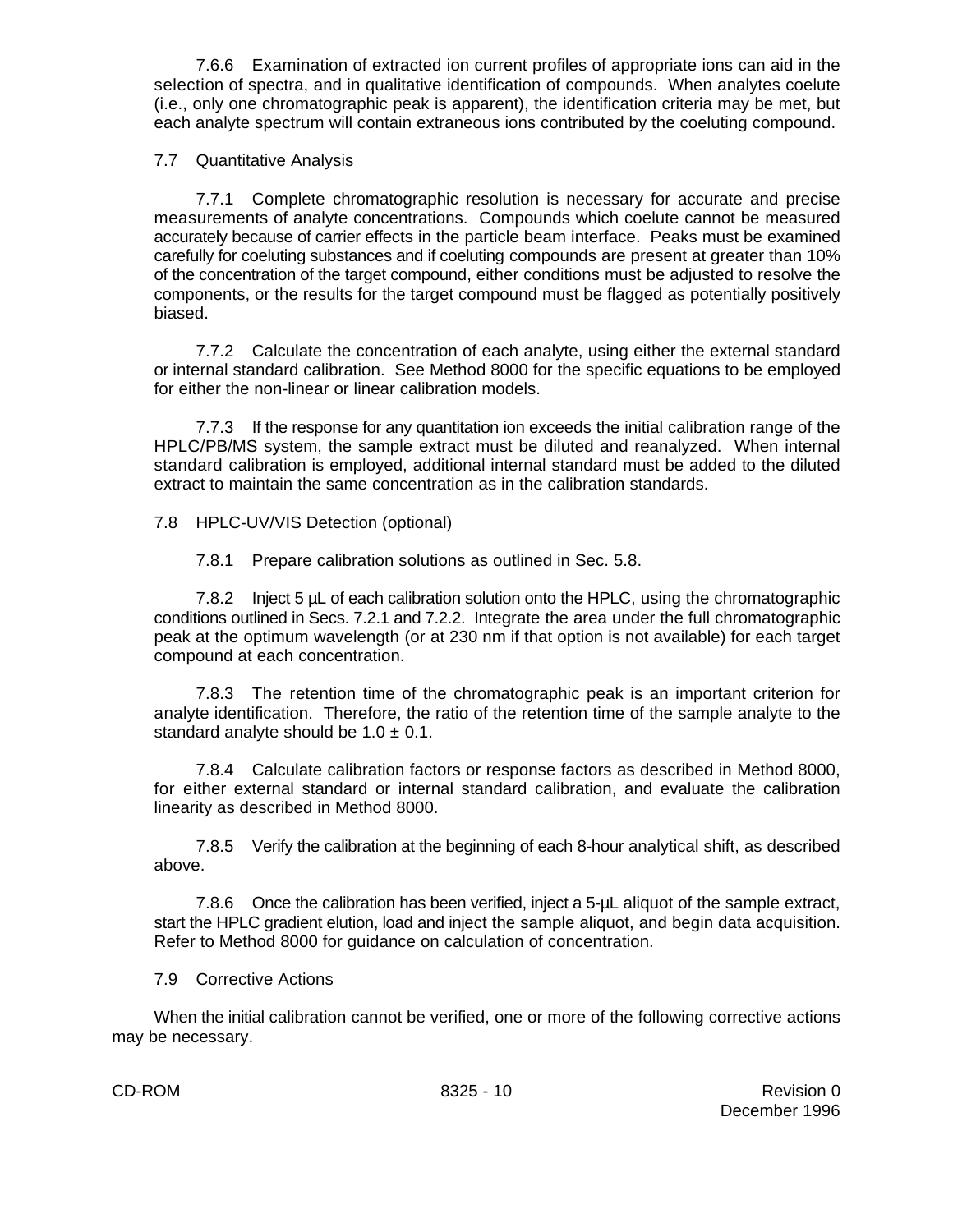7.6.6 Examination of extracted ion current profiles of appropriate ions can aid in the selection of spectra, and in qualitative identification of compounds. When analytes coelute (i.e., only one chromatographic peak is apparent), the identification criteria may be met, but each analyte spectrum will contain extraneous ions contributed by the coeluting compound.

7.7 Quantitative Analysis

7.7.1 Complete chromatographic resolution is necessary for accurate and precise measurements of analyte concentrations. Compounds which coelute cannot be measured accurately because of carrier effects in the particle beam interface. Peaks must be examined carefully for coeluting substances and if coeluting compounds are present at greater than 10% of the concentration of the target compound, either conditions must be adjusted to resolve the components, or the results for the target compound must be flagged as potentially positively biased.

7.7.2 Calculate the concentration of each analyte, using either the external standard or internal standard calibration. See Method 8000 for the specific equations to be employed for either the non-linear or linear calibration models.

7.7.3 If the response for any quantitation ion exceeds the initial calibration range of the HPLC/PB/MS system, the sample extract must be diluted and reanalyzed. When internal standard calibration is employed, additional internal standard must be added to the diluted extract to maintain the same concentration as in the calibration standards.

7.8 HPLC-UV/VIS Detection (optional)

7.8.1 Prepare calibration solutions as outlined in Sec. 5.8.

7.8.2 Inject 5 µL of each calibration solution onto the HPLC, using the chromatographic conditions outlined in Secs. 7.2.1 and 7.2.2. Integrate the area under the full chromatographic peak at the optimum wavelength (or at 230 nm if that option is not available) for each target compound at each concentration.

7.8.3 The retention time of the chromatographic peak is an important criterion for analyte identification. Therefore, the ratio of the retention time of the sample analyte to the standard analyte should be $1.0 \pm 0.1$.

7.8.4 Calculate calibration factors or response factors as described in Method 8000, for either external standard or internal standard calibration, and evaluate the calibration linearity as described in Method 8000.

7.8.5 Verify the calibration at the beginning of each 8-hour analytical shift, as described above.

7.8.6 Once the calibration has been verified, inject a 5-µL aliquot of the sample extract, start the HPLC gradient elution, load and inject the sample aliquot, and begin data acquisition. Refer to Method 8000 for guidance on calculation of concentration.

7.9 Corrective Actions

When the initial calibration cannot be verified, one or more of the following corrective actions may be necessary.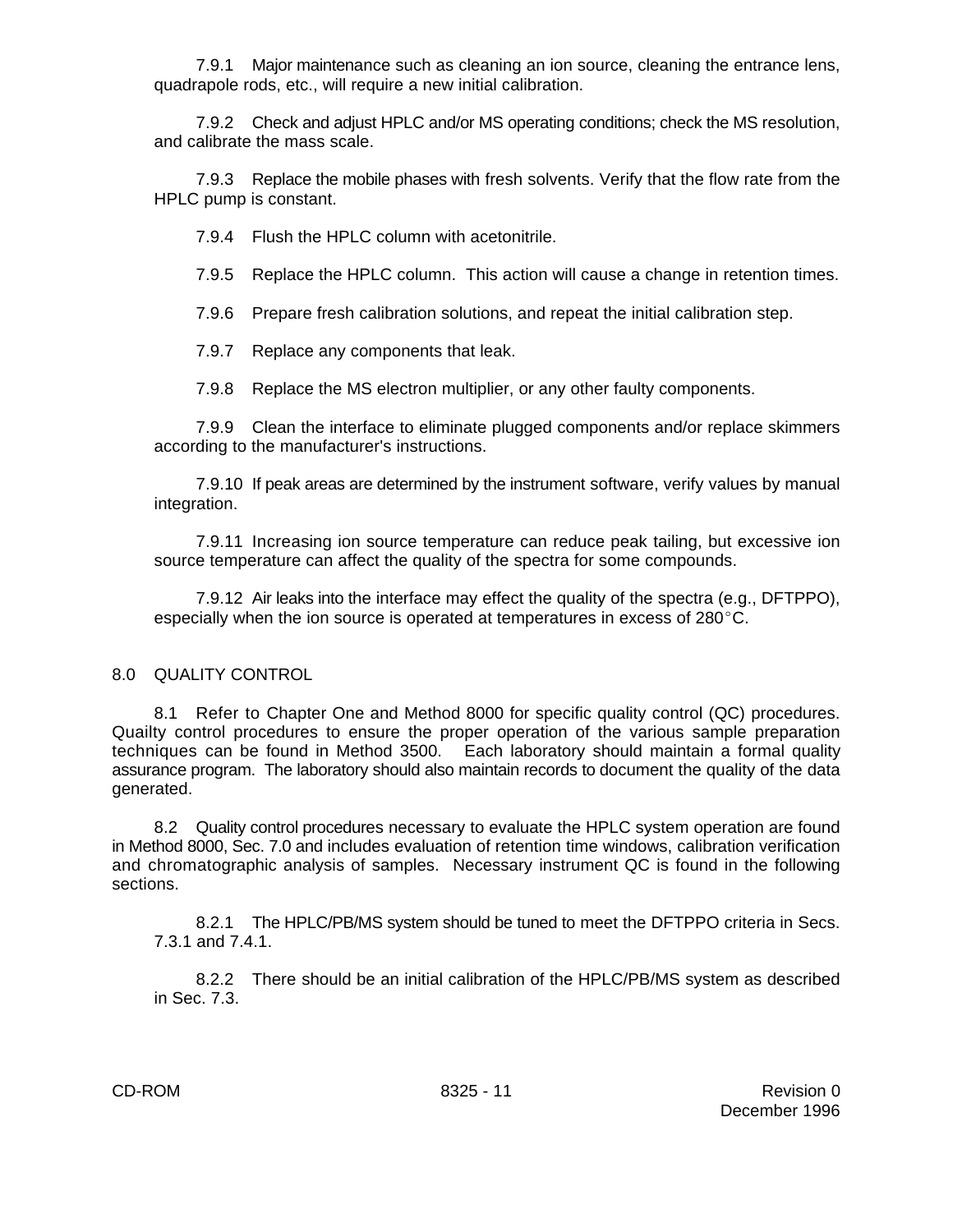7.9.1 Major maintenance such as cleaning an ion source, cleaning the entrance lens, quadrapole rods, etc., will require a new initial calibration.

7.9.2 Check and adjust HPLC and/or MS operating conditions; check the MS resolution, and calibrate the mass scale.

7.9.3 Replace the mobile phases with fresh solvents. Verify that the flow rate from the HPLC pump is constant.

7.9.4 Flush the HPLC column with acetonitrile.

7.9.5 Replace the HPLC column. This action will cause a change in retention times.

7.9.6 Prepare fresh calibration solutions, and repeat the initial calibration step.

7.9.7 Replace any components that leak.

7.9.8 Replace the MS electron multiplier, or any other faulty components.

7.9.9 Clean the interface to eliminate plugged components and/or replace skimmers according to the manufacturer's instructions.

7.9.10 If peak areas are determined by the instrument software, verify values by manual integration.

7.9.11 Increasing ion source temperature can reduce peak tailing, but excessive ion source temperature can affect the quality of the spectra for some compounds.

7.9.12 Air leaks into the interface may effect the quality of the spectra (e.g., DFTPPO), especially when the ion source is operated at temperatures in excess of 280°C.

## 8.0 QUALITY CONTROL

8.1 Refer to Chapter One and Method 8000 for specific quality control (QC) procedures. Quailty control procedures to ensure the proper operation of the various sample preparation techniques can be found in Method 3500. Each laboratory should maintain a formal quality assurance program. The laboratory should also maintain records to document the quality of the data generated.

8.2 Quality control procedures necessary to evaluate the HPLC system operation are found in Method 8000, Sec. 7.0 and includes evaluation of retention time windows, calibration verification and chromatographic analysis of samples. Necessary instrument QC is found in the following sections.

8.2.1 The HPLC/PB/MS system should be tuned to meet the DFTPPO criteria in Secs. 7.3.1 and 7.4.1.

8.2.2 There should be an initial calibration of the HPLC/PB/MS system as described in Sec. 7.3.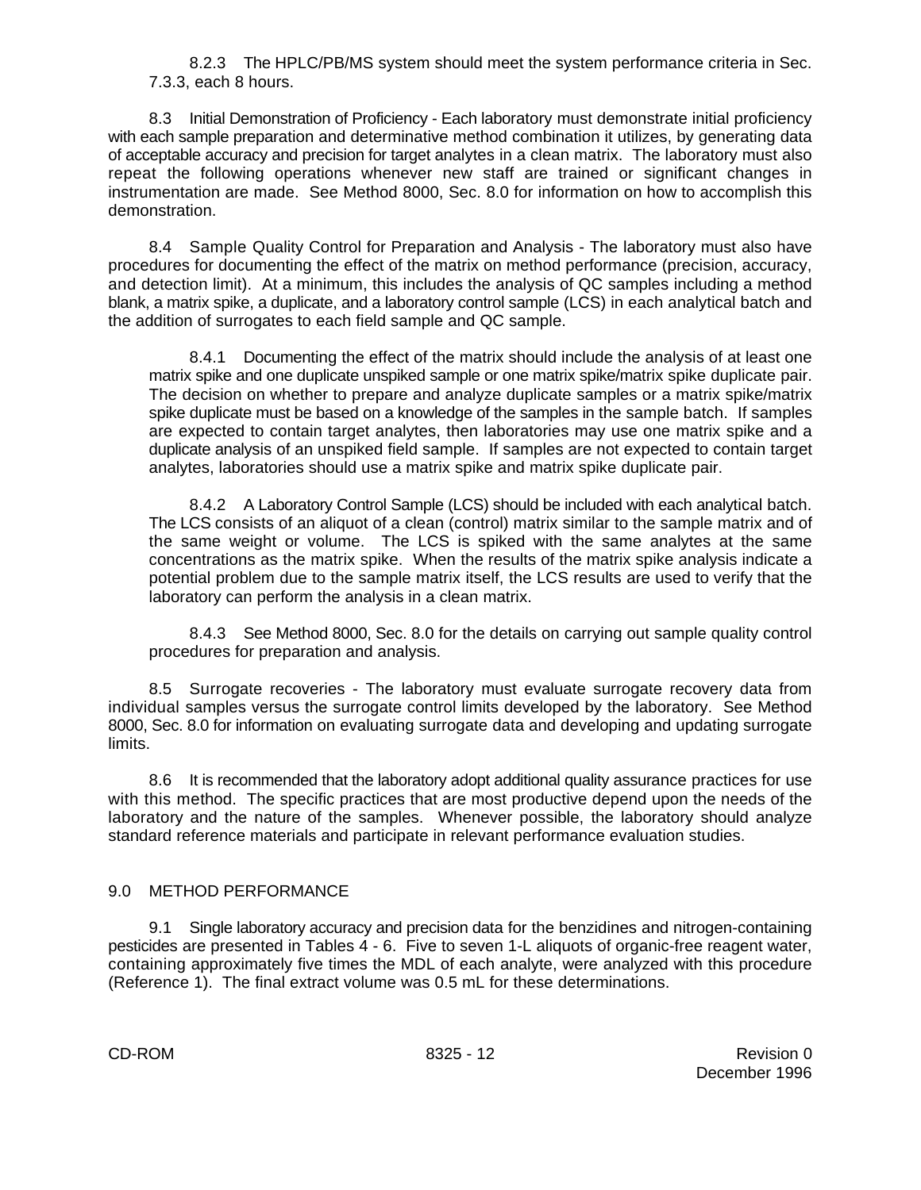8.2.3 The HPLC/PB/MS system should meet the system performance criteria in Sec. 7.3.3, each 8 hours.

8.3 Initial Demonstration of Proficiency - Each laboratory must demonstrate initial proficiency with each sample preparation and determinative method combination it utilizes, by generating data of acceptable accuracy and precision for target analytes in a clean matrix. The laboratory must also repeat the following operations whenever new staff are trained or significant changes in instrumentation are made. See Method 8000, Sec. 8.0 for information on how to accomplish this demonstration.

8.4 Sample Quality Control for Preparation and Analysis - The laboratory must also have procedures for documenting the effect of the matrix on method performance (precision, accuracy, and detection limit). At a minimum, this includes the analysis of QC samples including a method blank, a matrix spike, a duplicate, and a laboratory control sample (LCS) in each analytical batch and the addition of surrogates to each field sample and QC sample.

8.4.1 Documenting the effect of the matrix should include the analysis of at least one matrix spike and one duplicate unspiked sample or one matrix spike/matrix spike duplicate pair. The decision on whether to prepare and analyze duplicate samples or a matrix spike/matrix spike duplicate must be based on a knowledge of the samples in the sample batch. If samples are expected to contain target analytes, then laboratories may use one matrix spike and a duplicate analysis of an unspiked field sample. If samples are not expected to contain target analytes, laboratories should use a matrix spike and matrix spike duplicate pair.

8.4.2 A Laboratory Control Sample (LCS) should be included with each analytical batch. The LCS consists of an aliquot of a clean (control) matrix similar to the sample matrix and of the same weight or volume. The LCS is spiked with the same analytes at the same concentrations as the matrix spike. When the results of the matrix spike analysis indicate a potential problem due to the sample matrix itself, the LCS results are used to verify that the laboratory can perform the analysis in a clean matrix.

8.4.3 See Method 8000, Sec. 8.0 for the details on carrying out sample quality control procedures for preparation and analysis.

8.5 Surrogate recoveries - The laboratory must evaluate surrogate recovery data from individual samples versus the surrogate control limits developed by the laboratory. See Method 8000, Sec. 8.0 for information on evaluating surrogate data and developing and updating surrogate limits.

8.6 It is recommended that the laboratory adopt additional quality assurance practices for use with this method. The specific practices that are most productive depend upon the needs of the laboratory and the nature of the samples. Whenever possible, the laboratory should analyze standard reference materials and participate in relevant performance evaluation studies.

## 9.0 METHOD PERFORMANCE

9.1 Single laboratory accuracy and precision data for the benzidines and nitrogen-containing pesticides are presented in Tables 4 - 6. Five to seven 1-L aliquots of organic-free reagent water, containing approximately five times the MDL of each analyte, were analyzed with this procedure (Reference 1). The final extract volume was 0.5 mL for these determinations.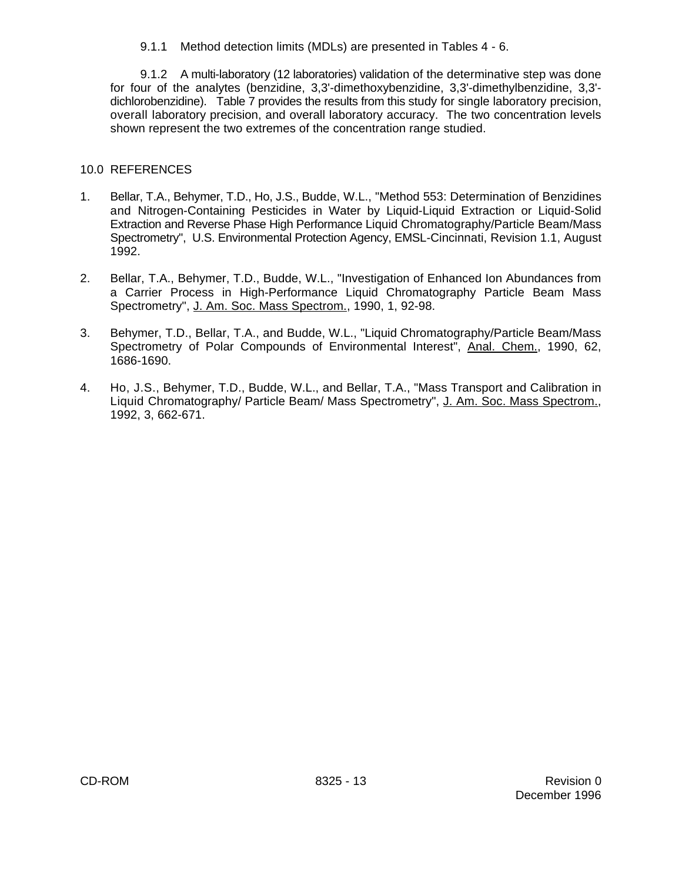9.1.1 Method detection limits (MDLs) are presented in Tables 4 - 6.

9.1.2 A multi-laboratory (12 laboratories) validation of the determinative step was done for four of the analytes (benzidine, 3,3'-dimethoxybenzidine, 3,3'-dimethylbenzidine, 3,3'-dichlorobenzidine). Table 7 provides the results from this study for single laboratory precision, overall laboratory precision, and overall laboratory accuracy. The two concentration levels shown represent the two extremes of the concentration range studied.

## 10.0 REFERENCES

1. Bellar, T.A., Behymer, T.D., Ho, J.S., Budde, W.L., "Method 553: Determination of Benzidines and Nitrogen-Containing Pesticides in Water by Liquid-Liquid Extraction or Liquid-Solid Extraction and Reverse Phase High Performance Liquid Chromatography/Particle Beam/Mass Spectrometry", U.S. Environmental Protection Agency, EMSL-Cincinnati, Revision 1.1, August 1992.

2. Bellar, T.A., Behymer, T.D., Budde, W.L., "Investigation of Enhanced Ion Abundances from a Carrier Process in High-Performance Liquid Chromatography Particle Beam Mass Spectrometry", J. Am. Soc. Mass Spectrom., 1990, 1, 92-98.

3. Behymer, T.D., Bellar, T.A., and Budde, W.L., "Liquid Chromatography/Particle Beam/Mass Spectrometry of Polar Compounds of Environmental Interest", Anal. Chem., 1990, 62, 1686-1690.

4. Ho, J.S., Behymer, T.D., Budde, W.L., and Bellar, T.A., "Mass Transport and Calibration in Liquid Chromatography/ Particle Beam/ Mass Spectrometry", J. Am. Soc. Mass Spectrom., 1992, 3, 662-671.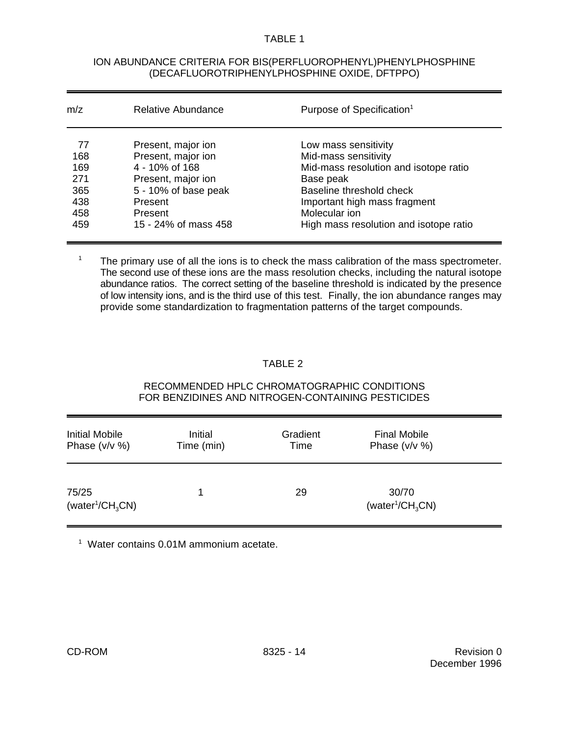TABLE 1

ION ABUNDANCE CRITERIA FOR BIS(PERFLUOROPHENYL)PHENYLPHOSPHINE (DECAFLUOROTRIPHENYLPHOSPHINE OXIDE, DFTPPO)

| m/z | Relative Abundance | Purpose of Specification[1] |
|---|---|---|
| 77 | Present, major ion | Low mass sensitivity |
| 168 | Present, major ion | Mid-mass sensitivity |
| 169 | 4 - 10% of 168 | Mid-mass resolution and isotope ratio |
| 271 | Present, major ion | Base peak |
| 365 | 5 - 10% of base peak | Baseline threshold check |
| 438 | Present | Important high mass fragment |
| 458 | Present | Molecular ion |
| 459 | 15 - 24% of mass 458 | High mass resolution and isotope ratio |

[1] The primary use of all the ions is to check the mass calibration of the mass spectrometer. The second use of these ions are the mass resolution checks, including the natural isotope abundance ratios. The correct setting of the baseline threshold is indicated by the presence of low intensity ions, and is the third use of this test. Finally, the ion abundance ranges may provide some standardization to fragmentation patterns of the target compounds.

TABLE 2

RECOMMENDED HPLC CHROMATOGRAPHIC CONDITIONS FOR BENZIDINES AND NITROGEN-CONTAINING PESTICIDES

| Initial Mobile Phase (v/v %) | Initial Time (min) | Gradient Time | Final Mobile Phase (v/v %) |
|---|---|---|---|
| 75/25 (water[1]/$CH_3CN$) | 1 | 29 | 30/70 (water[1]/$CH_3CN$) |

[1] Water contains 0.01M ammonium acetate.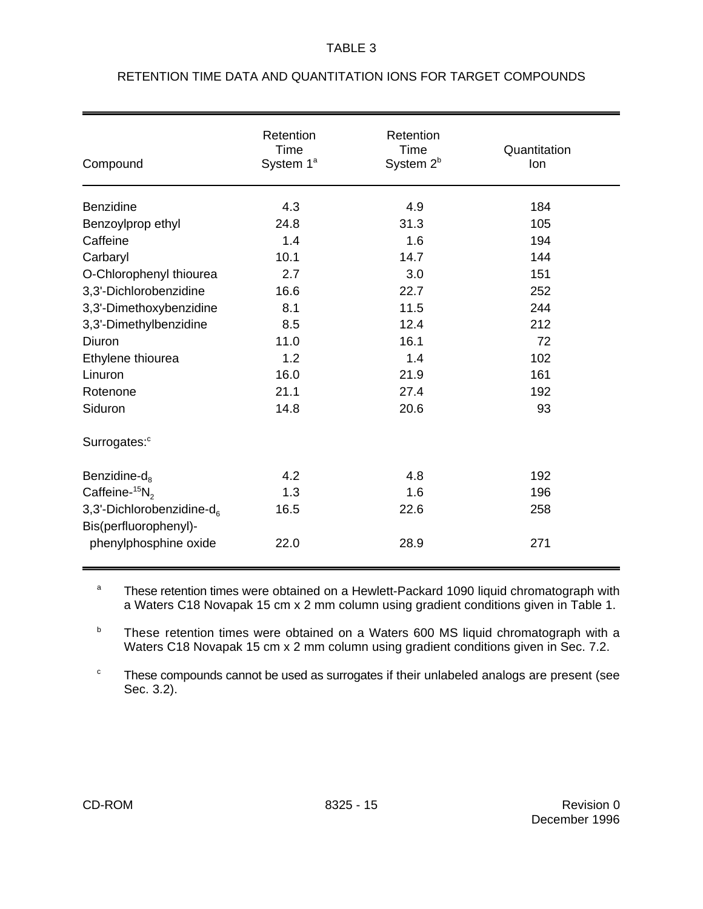TABLE 3

RETENTION TIME DATA AND QUANTITATION IONS FOR TARGET COMPOUNDS

| Compound | Retention Time System 1[a] | Retention Time System 2[b] | Quantitation Ion |
|---|---|---|---|
| Benzidine | 4.3 | 4.9 | 184 |
| Benzoylprop ethyl | 24.8 | 31.3 | 105 |
| Caffeine | 1.4 | 1.6 | 194 |
| Carbaryl | 10.1 | 14.7 | 144 |
| O-Chlorophenyl thiourea | 2.7 | 3.0 | 151 |
| 3,3'-Dichlorobenzidine | 16.6 | 22.7 | 252 |
| 3,3'-Dimethoxybenzidine | 8.1 | 11.5 | 244 |
| 3,3'-Dimethylbenzidine | 8.5 | 12.4 | 212 |
| Diuron | 11.0 | 16.1 | 72 |
| Ethylene thiourea | 1.2 | 1.4 | 102 |
| Linuron | 16.0 | 21.9 | 161 |
| Rotenone | 21.1 | 27.4 | 192 |
| Siduron | 14.8 | 20.6 | 93 |
| Surrogates:[c] | | | |
| Benzidine-$d_8$ | 4.2 | 4.8 | 192 |
| Caffeine-$^{15}N_2$ | 1.3 | 1.6 | 196 |
| 3,3'-Dichlorobenzidine-$d_6$ | 16.5 | 22.6 | 258 |
| Bis(perfluorophenyl)-phenylphosphine oxide | 22.0 | 28.9 | 271 |

[a] These retention times were obtained on a Hewlett-Packard 1090 liquid chromatograph with a Waters C18 Novapak 15 cm x 2 mm column using gradient conditions given in Table 1.

[b] These retention times were obtained on a Waters 600 MS liquid chromatograph with a Waters C18 Novapak 15 cm x 2 mm column using gradient conditions given in Sec. 7.2.

[c] These compounds cannot be used as surrogates if their unlabeled analogs are present (see Sec. 3.2).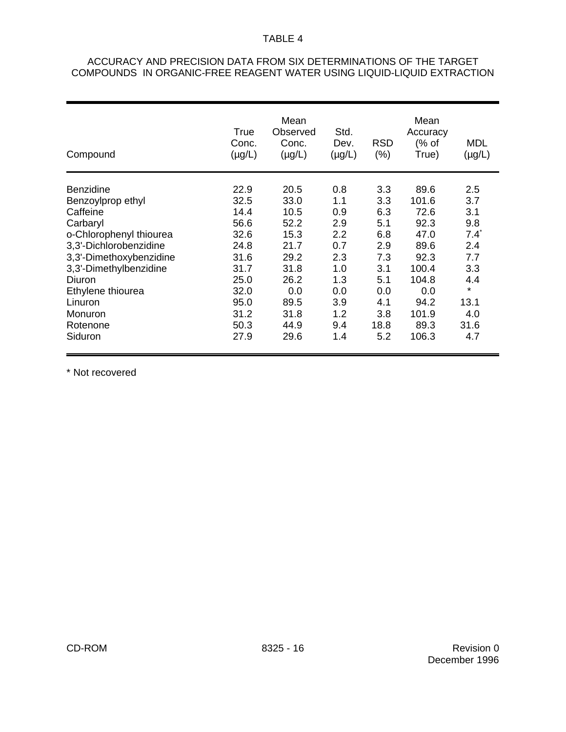TABLE 4

ACCURACY AND PRECISION DATA FROM SIX DETERMINATIONS OF THE TARGET COMPOUNDS IN ORGANIC-FREE REAGENT WATER USING LIQUID-LIQUID EXTRACTION

| Compound | True Conc. (µg/L) | Mean Observed Conc. (µg/L) | Std. Dev. (µg/L) | RSD (%) | Mean Accuracy (% of True) | MDL (µg/L) |
|---|---|---|---|---|---|---|
| Benzidine | 22.9 | 20.5 | 0.8 | 3.3 | 89.6 | 2.5 |
| Benzoylprop ethyl | 32.5 | 33.0 | 1.1 | 3.3 | 101.6 | 3.7 |
| Caffeine | 14.4 | 10.5 | 0.9 | 6.3 | 72.6 | 3.1 |
| Carbaryl | 56.6 | 52.2 | 2.9 | 5.1 | 92.3 | 9.8 |
| o-Chlorophenyl thiourea | 32.6 | 15.3 | 2.2 | 6.8 | 47.0 | 7.4* |
| 3,3'-Dichlorobenzidine | 24.8 | 21.7 | 0.7 | 2.9 | 89.6 | 2.4 |
| 3,3'-Dimethoxybenzidine | 31.6 | 29.2 | 2.3 | 7.3 | 92.3 | 7.7 |
| 3,3'-Dimethylbenzidine | 31.7 | 31.8 | 1.0 | 3.1 | 100.4 | 3.3 |
| Diuron | 25.0 | 26.2 | 1.3 | 5.1 | 104.8 | 4.4 |
| Ethylene thiourea | 32.0 | 0.0 | 0.0 | 0.0 | 0.0 | * |
| Linuron | 95.0 | 89.5 | 3.9 | 4.1 | 94.2 | 13.1 |
| Monuron | 31.2 | 31.8 | 1.2 | 3.8 | 101.9 | 4.0 |
| Rotenone | 50.3 | 44.9 | 9.4 | 18.8 | 89.3 | 31.6 |
| Siduron | 27.9 | 29.6 | 1.4 | 5.2 | 106.3 | 4.7 |

* Not recovered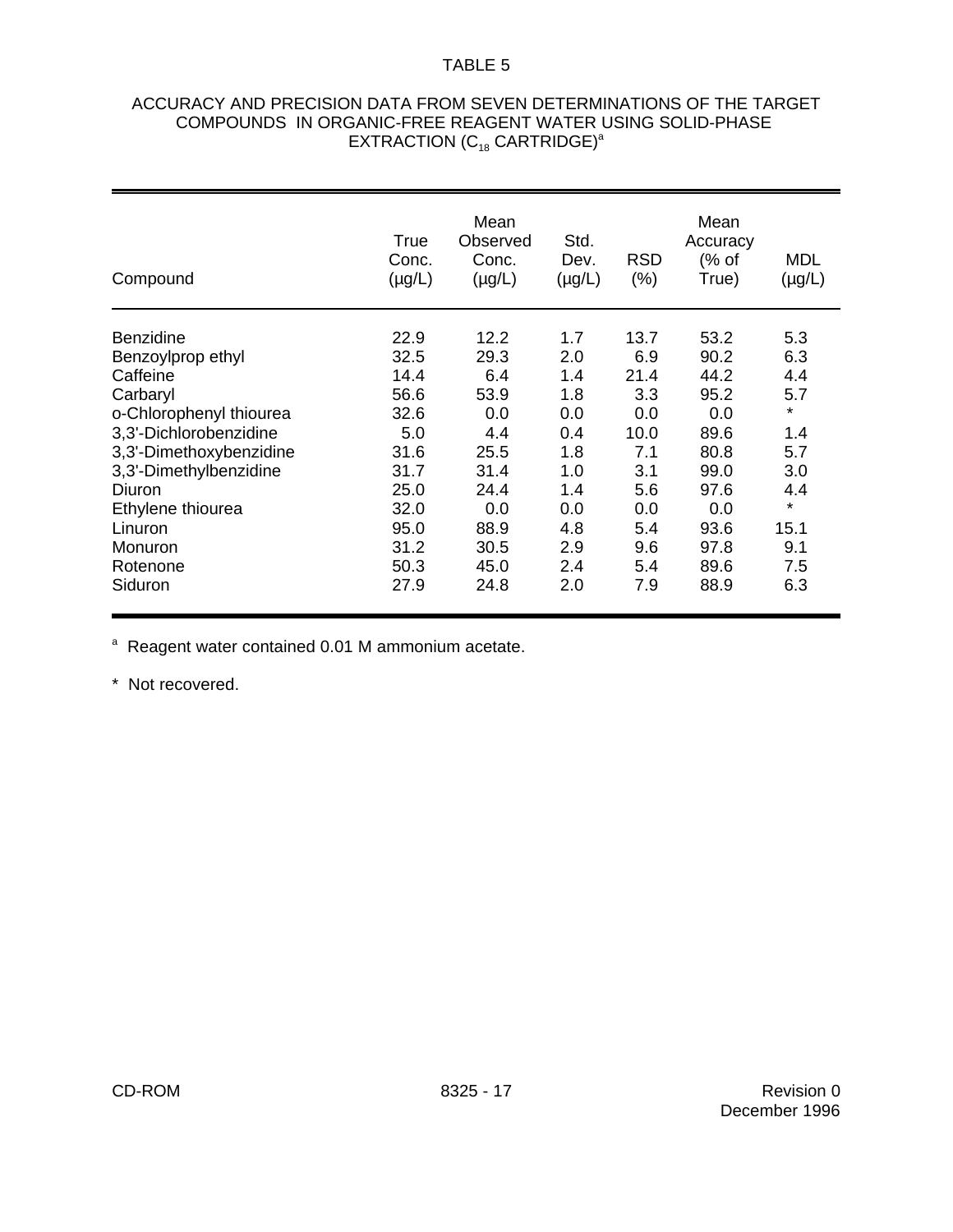TABLE 5

ACCURACY AND PRECISION DATA FROM SEVEN DETERMINATIONS OF THE TARGET COMPOUNDS IN ORGANIC-FREE REAGENT WATER USING SOLID-PHASE EXTRACTION ($C_{18}$ CARTRIDGE)[a]

| Compound | True Conc. (µg/L) | Mean Observed Conc. (µg/L) | Std. Dev. (µg/L) | RSD (%) | Mean Accuracy (% of True) | MDL (µg/L) |
|---|---|---|---|---|---|---|
| Benzidine | 22.9 | 12.2 | 1.7 | 13.7 | 53.2 | 5.3 |
| Benzoylprop ethyl | 32.5 | 29.3 | 2.0 | 6.9 | 90.2 | 6.3 |
| Caffeine | 14.4 | 6.4 | 1.4 | 21.4 | 44.2 | 4.4 |
| Carbaryl | 56.6 | 53.9 | 1.8 | 3.3 | 95.2 | 5.7 |
| o-Chlorophenyl thiourea | 32.6 | 0.0 | 0.0 | 0.0 | 0.0 | * |
| 3,3'-Dichlorobenzidine | 5.0 | 4.4 | 0.4 | 10.0 | 89.6 | 1.4 |
| 3,3'-Dimethoxybenzidine | 31.6 | 25.5 | 1.8 | 7.1 | 80.8 | 5.7 |
| 3,3'-Dimethylbenzidine | 31.7 | 31.4 | 1.0 | 3.1 | 99.0 | 3.0 |
| Diuron | 25.0 | 24.4 | 1.4 | 5.6 | 97.6 | 4.4 |
| Ethylene thiourea | 32.0 | 0.0 | 0.0 | 0.0 | 0.0 | * |
| Linuron | 95.0 | 88.9 | 4.8 | 5.4 | 93.6 | 15.1 |
| Monuron | 31.2 | 30.5 | 2.9 | 9.6 | 97.8 | 9.1 |
| Rotenone | 50.3 | 45.0 | 2.4 | 5.4 | 89.6 | 7.5 |
| Siduron | 27.9 | 24.8 | 2.0 | 7.9 | 88.9 | 6.3 |

[a] Reagent water contained 0.01 M ammonium acetate.

* Not recovered.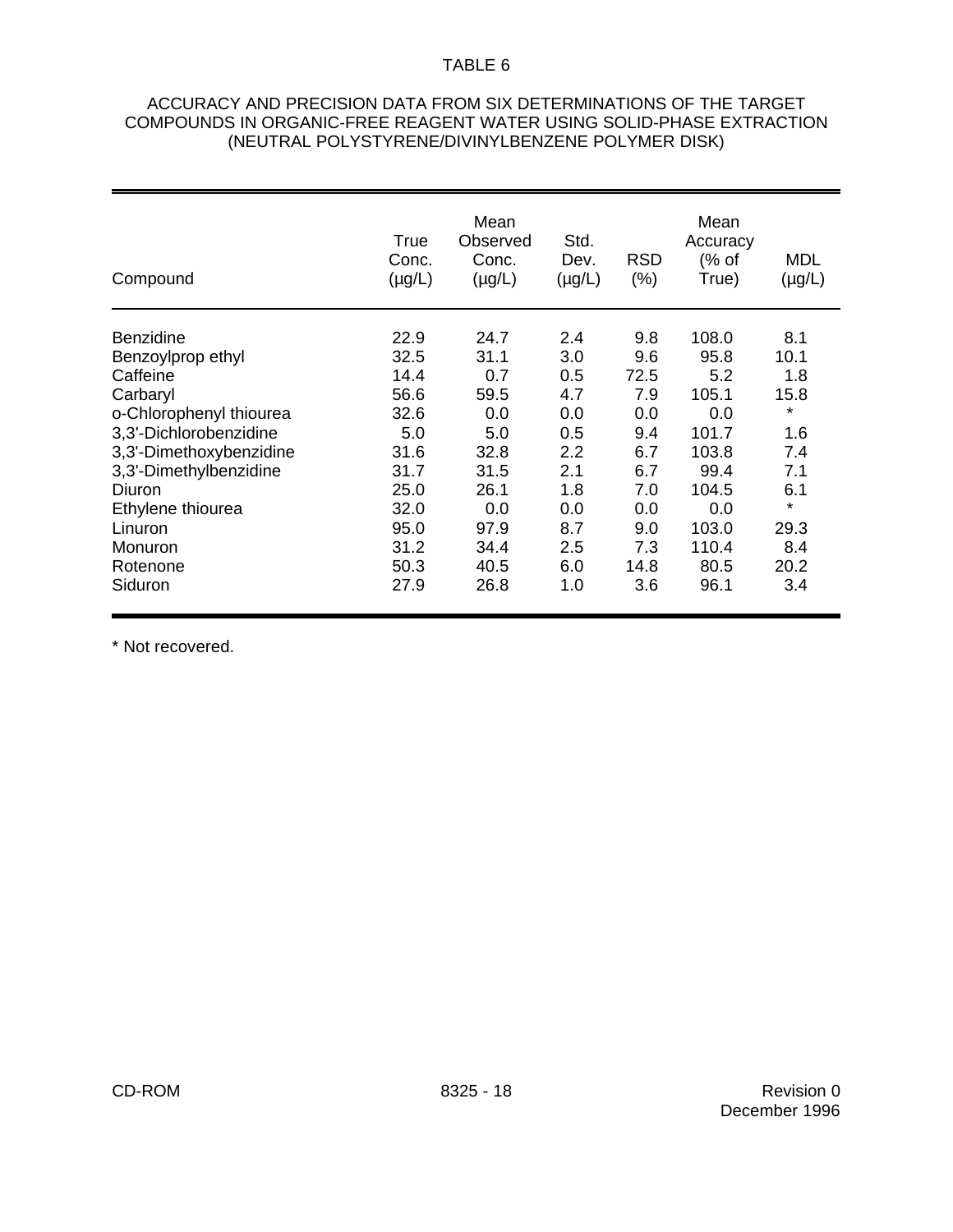TABLE 6

ACCURACY AND PRECISION DATA FROM SIX DETERMINATIONS OF THE TARGET COMPOUNDS IN ORGANIC-FREE REAGENT WATER USING SOLID-PHASE EXTRACTION (NEUTRAL POLYSTYRENE/DIVINYLBENZENE POLYMER DISK)

| Compound | True Conc. (µg/L) | Mean Observed Conc. (µg/L) | Std. Dev. (µg/L) | RSD (%) | Mean Accuracy (% of True) | MDL (µg/L) |
|---|---|---|---|---|---|---|
| Benzidine | 22.9 | 24.7 | 2.4 | 9.8 | 108.0 | 8.1 |
| Benzoylprop ethyl | 32.5 | 31.1 | 3.0 | 9.6 | 95.8 | 10.1 |
| Caffeine | 14.4 | 0.7 | 0.5 | 72.5 | 5.2 | 1.8 |
| Carbaryl | 56.6 | 59.5 | 4.7 | 7.9 | 105.1 | 15.8 |
| o-Chlorophenyl thiourea | 32.6 | 0.0 | 0.0 | 0.0 | 0.0 | * |
| 3,3'-Dichlorobenzidine | 5.0 | 5.0 | 0.5 | 9.4 | 101.7 | 1.6 |
| 3,3'-Dimethoxybenzidine | 31.6 | 32.8 | 2.2 | 6.7 | 103.8 | 7.4 |
| 3,3'-Dimethylbenzidine | 31.7 | 31.5 | 2.1 | 6.7 | 99.4 | 7.1 |
| Diuron | 25.0 | 26.1 | 1.8 | 7.0 | 104.5 | 6.1 |
| Ethylene thiourea | 32.0 | 0.0 | 0.0 | 0.0 | 0.0 | * |
| Linuron | 95.0 | 97.9 | 8.7 | 9.0 | 103.0 | 29.3 |
| Monuron | 31.2 | 34.4 | 2.5 | 7.3 | 110.4 | 8.4 |
| Rotenone | 50.3 | 40.5 | 6.0 | 14.8 | 80.5 | 20.2 |
| Siduron | 27.9 | 26.8 | 1.0 | 3.6 | 96.1 | 3.4 |

* Not recovered.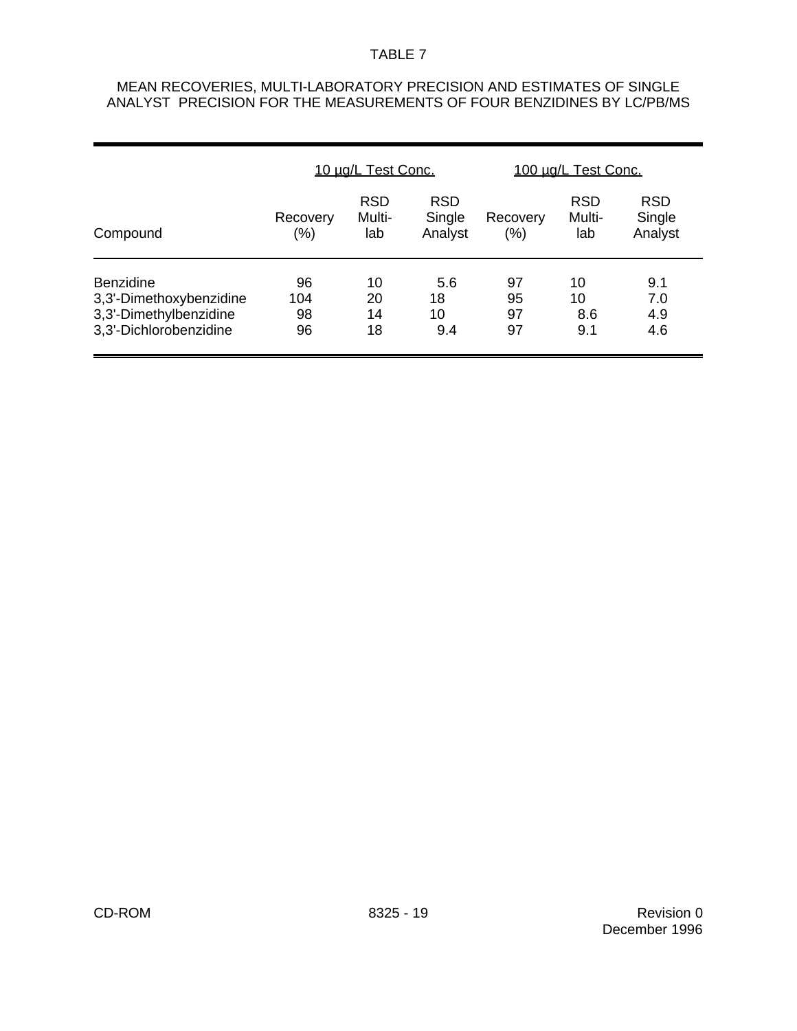TABLE 7

MEAN RECOVERIES, MULTI-LABORATORY PRECISION AND ESTIMATES OF SINGLE ANALYST PRECISION FOR THE MEASUREMENTS OF FOUR BENZIDINES BY LC/PB/MS

| | 10 µg/L Test Conc. | | | 100 µg/L Test Conc. | | |
|---|---|---|---|---|---|---|
| Compound | Recovery (%) | RSD Multi-lab | RSD Single Analyst | Recovery (%) | RSD Multi-lab | RSD Single Analyst |
| Benzidine | 96 | 10 | 5.6 | 97 | 10 | 9.1 |
| 3,3'-Dimethoxybenzidine | 104 | 20 | 18 | 95 | 10 | 7.0 |
| 3,3'-Dimethylbenzidine | 98 | 14 | 10 | 97 | 8.6 | 4.9 |
| 3,3'-Dichlorobenzidine | 96 | 18 | 9.4 | 97 | 9.1 | 4.6 |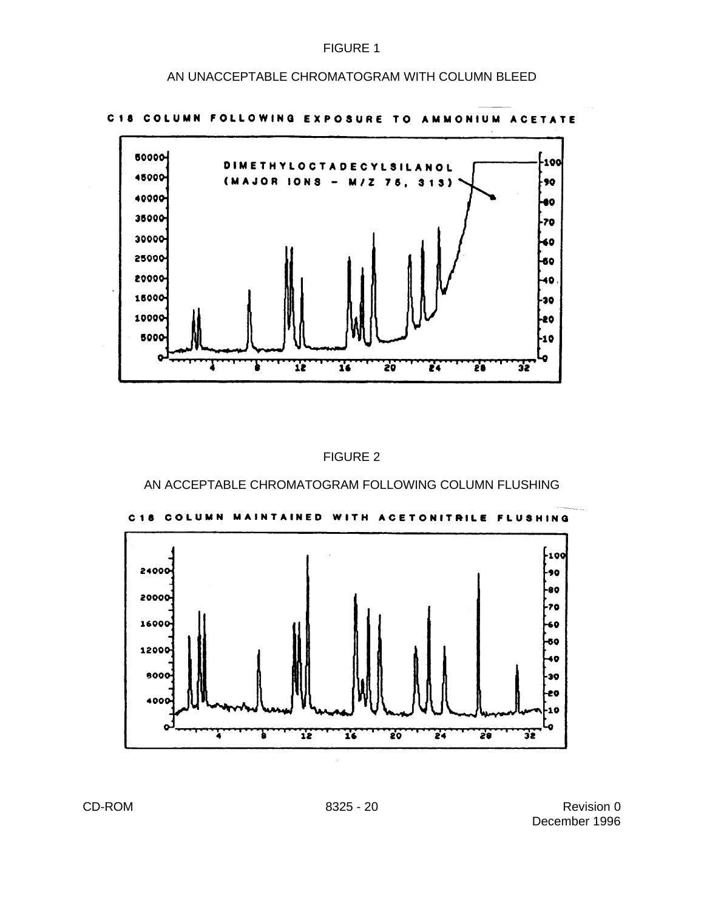FIGURE 1

AN UNACCEPTABLE CHROMATOGRAM WITH COLUMN BLEED

C18 COLUMN FOLLOWING EXPOSURE TO AMMONIUM ACETATE

FIGURE 2

AN ACCEPTABLE CHROMATOGRAM FOLLOWING COLUMN FLUSHING

C18 COLUMN MAINTAINED WITH ACETONITRILE FLUSHING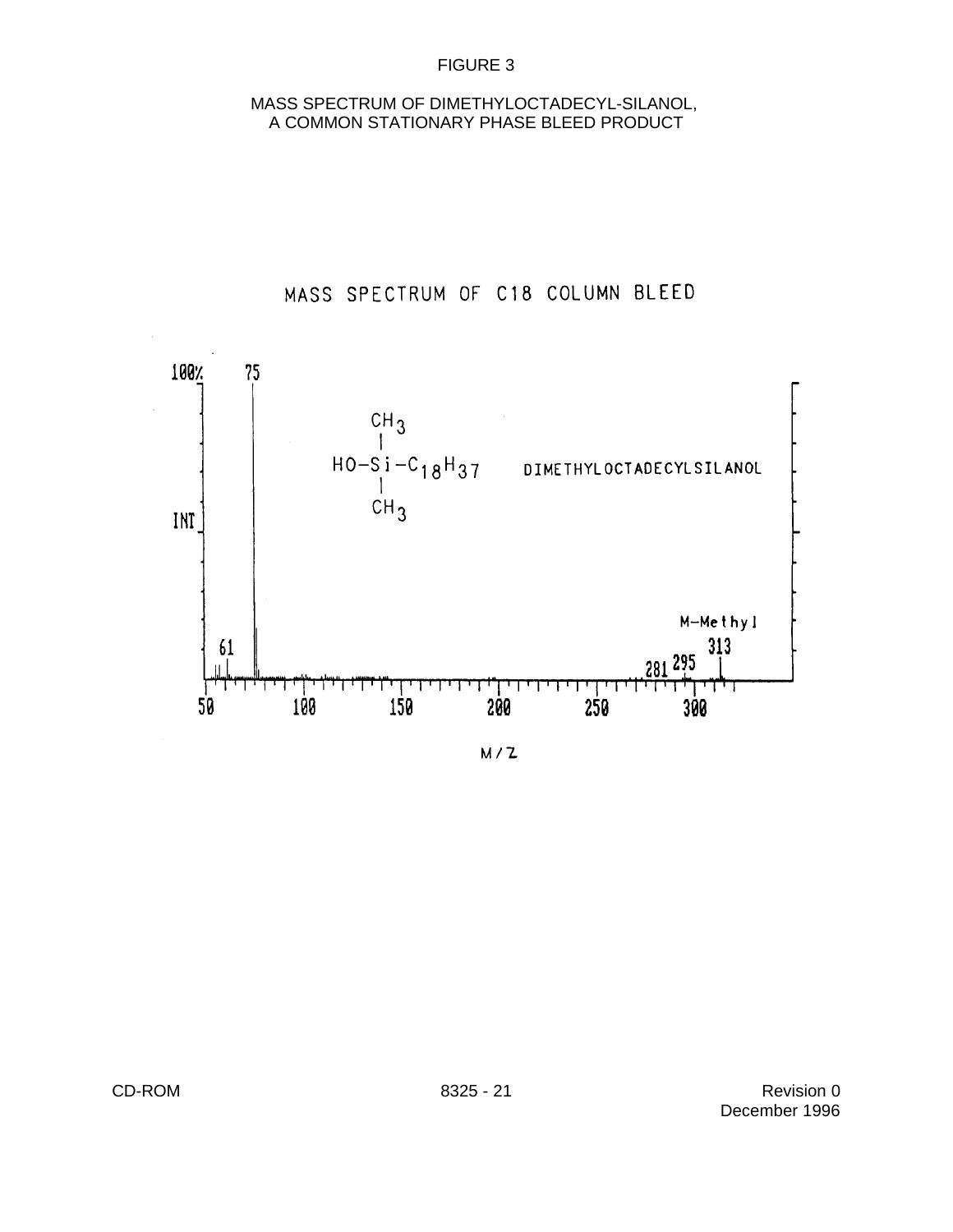FIGURE 3

MASS SPECTRUM OF DIMETHYLOCTADECYL-SILANOL,
A COMMON STATIONARY PHASE BLEED PRODUCT

MASS SPECTRUM OF C18 COLUMN BLEED

100%

75

$CH_3$

$HO-Si-C_{18}H_{37}$

$CH_3$

DIMETHYLOCTADECYLSILANOL

INT

M-Methyl

61

313

281 295

50 100 150 200 250 300

M/Z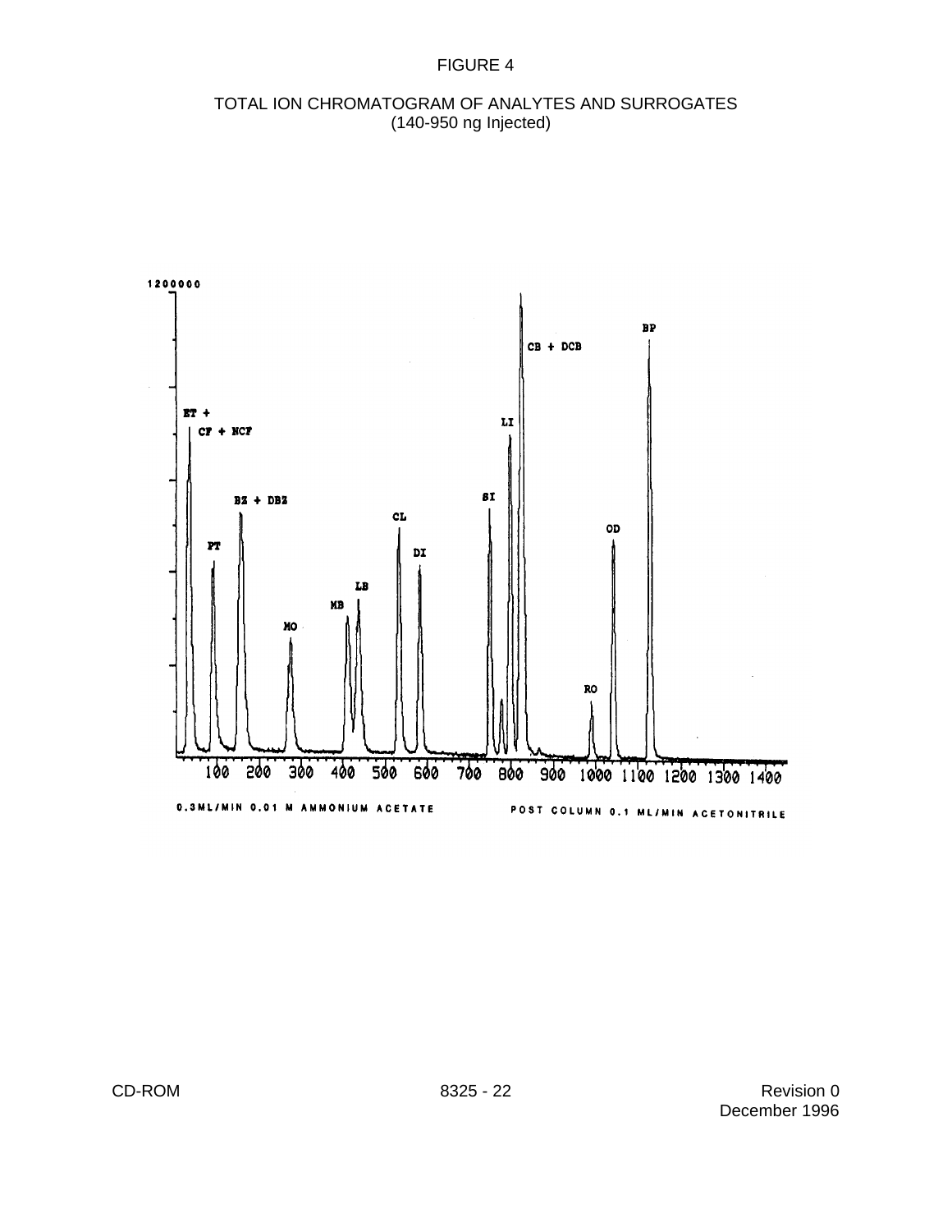# FIGURE 4

## TOTAL ION CHROMATOGRAM OF ANALYTES AND SURROGATES
(140-950 ng Injected)

1200000

ET + CF + NCF

PT

BZ + DBZ

MO

MB

LB

CL

DI

SI

LI

CB + DCB

RO

OD

BP

100 200 300 400 500 600 700 800 900 1000 1100 1200 1300 1400

0.3ML/MIN 0.01 M AMMONIUM ACETATE

POST COLUMN 0.1 ML/MIN ACETONITRILE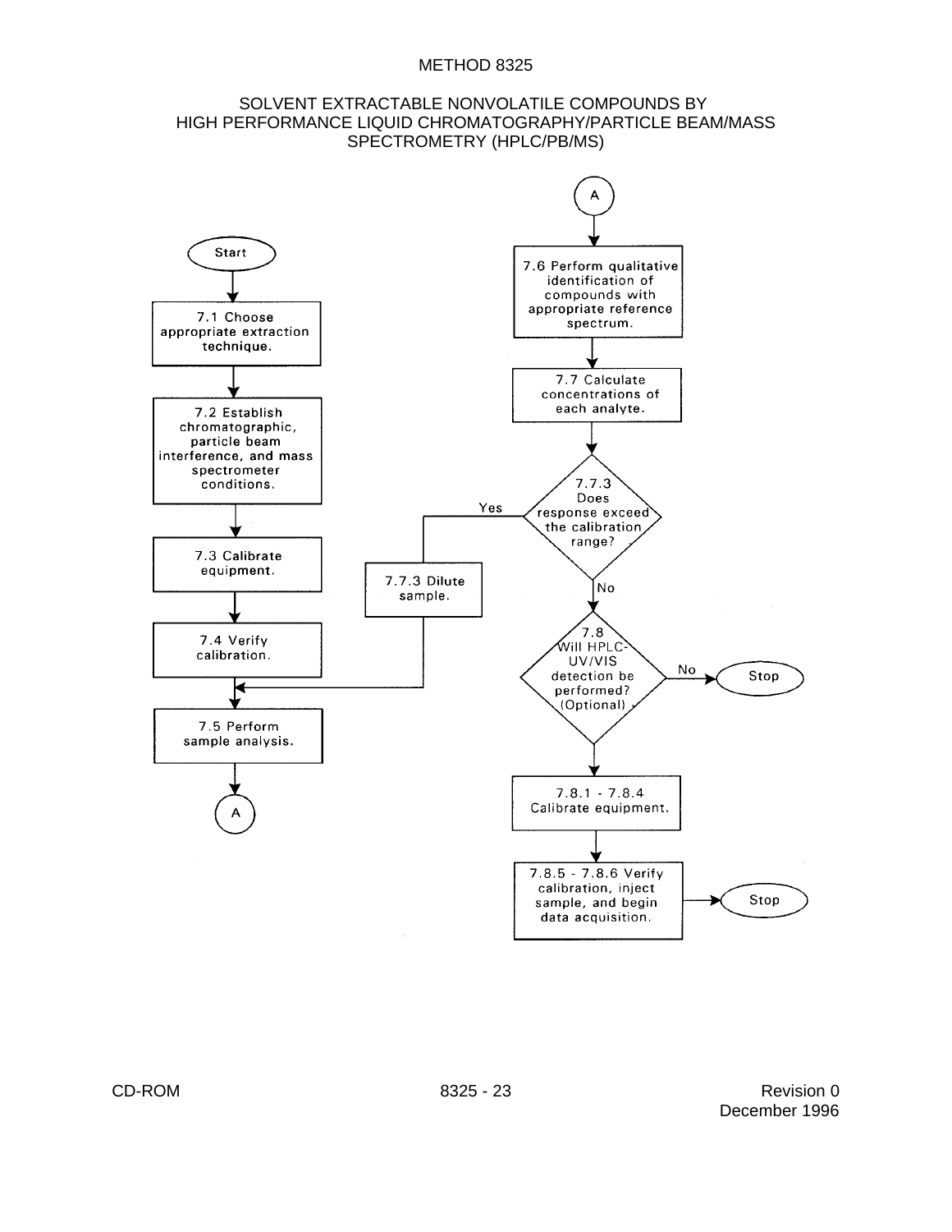# METHOD 8325

## SOLVENT EXTRACTABLE NONVOLATILE COMPOUNDS BY HIGH PERFORMANCE LIQUID CHROMATOGRAPHY/PARTICLE BEAM/MASS SPECTROMETRY (HPLC/PB/MS)

Start

7.1 Choose appropriate extraction technique.

7.2 Establish chromatographic, particle beam interference, and mass spectrometer conditions.

7.3 Calibrate equipment.

7.4 Verify calibration.

7.5 Perform sample analysis.

A

A

7.6 Perform qualitative identification of compounds with appropriate reference spectrum.

7.7 Calculate concentrations of each analyte.

7.7.3 Does response exceed the calibration range?

Yes

7.7.3 Dilute sample.

No

7.8 Will HPLC-UV/VIS detection be performed? (Optional)

No

Stop

7.8.1 - 7.8.4 Calibrate equipment.

7.8.5 - 7.8.6 Verify calibration, inject sample, and begin data acquisition.

Stop